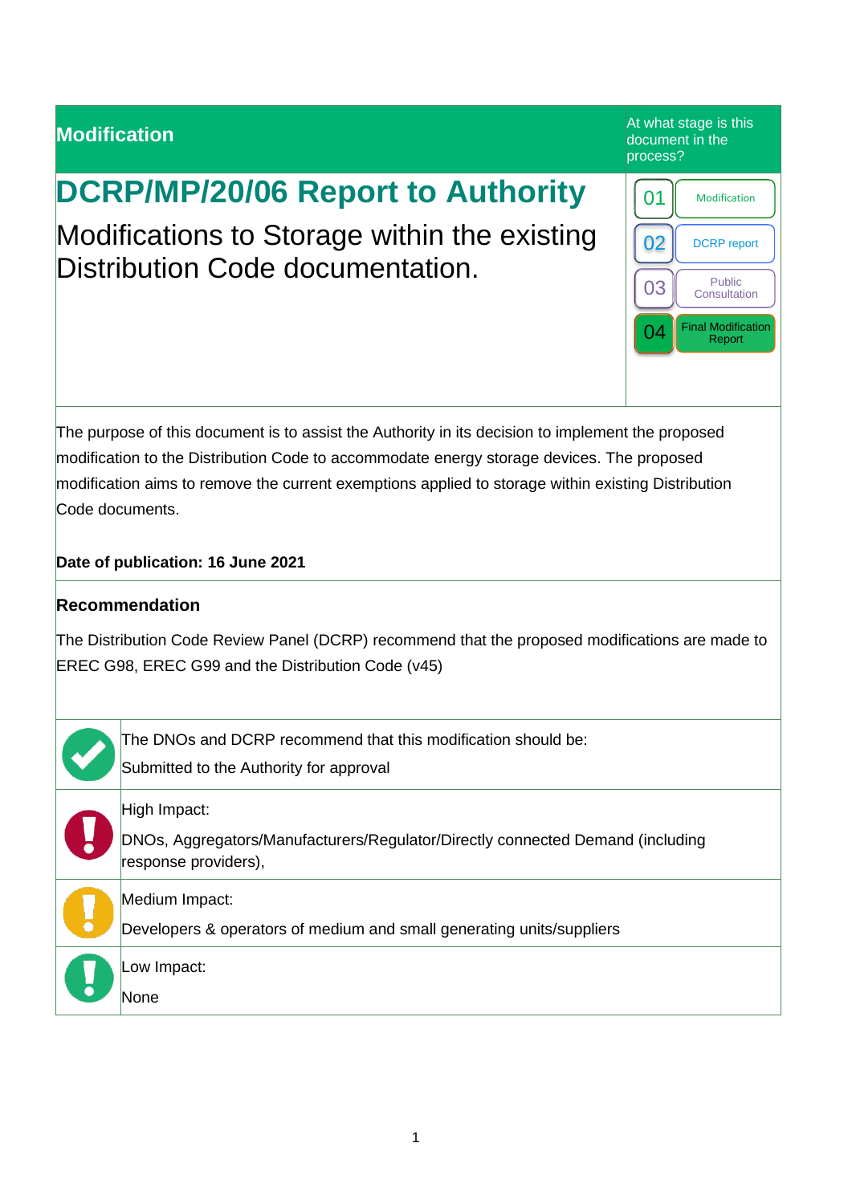**Modification**

At what stage is this document in the process?

| | |
|---|---|
| 01 | Modification |
| 02 | DCRP report |
| 03 | Public Consultation |
| 04 | Final Modification Report |

# DCRP/MP/20/06 Report to Authority

## Modifications to Storage within the existing Distribution Code documentation.

The purpose of this document is to assist the Authority in its decision to implement the proposed modification to the Distribution Code to accommodate energy storage devices. The proposed modification aims to remove the current exemptions applied to storage within existing Distribution Code documents.

**Date of publication: 16 June 2021**

### Recommendation

The Distribution Code Review Panel (DCRP) recommend that the proposed modifications are made to EREC G98, EREC G99 and the Distribution Code (v45)

The DNOs and DCRP recommend that this modification should be:

Submitted to the Authority for approval

High Impact:

DNOs, Aggregators/Manufacturers/Regulator/Directly connected Demand (including response providers),

Medium Impact:

Developers & operators of medium and small generating units/suppliers

Low Impact:

None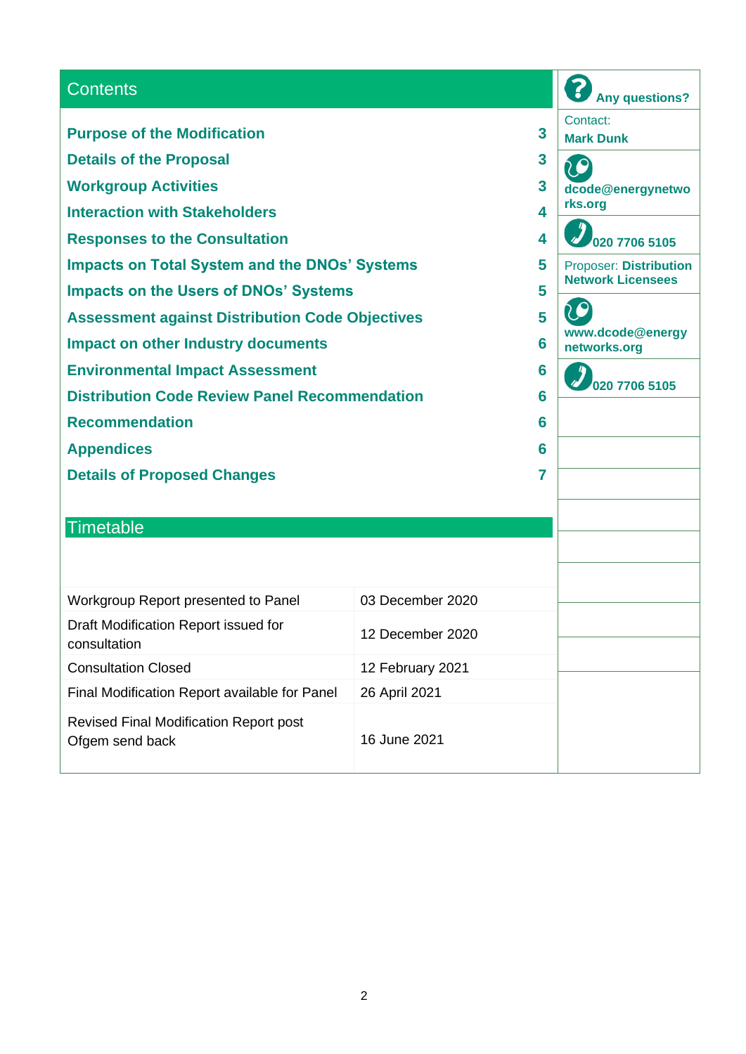## Contents

| | |
|---|---|
| **Purpose of the Modification** | **3** |
| **Details of the Proposal** | **3** |
| **Workgroup Activities** | **3** |
| **Interaction with Stakeholders** | **4** |
| **Responses to the Consultation** | **4** |
| **Impacts on Total System and the DNOs' Systems** | **5** |
| **Impacts on the Users of DNOs' Systems** | **5** |
| **Assessment against Distribution Code Objectives** | **5** |
| **Impact on other Industry documents** | **6** |
| **Environmental Impact Assessment** | **6** |
| **Distribution Code Review Panel Recommendation** | **6** |
| **Recommendation** | **6** |
| **Appendices** | **6** |
| **Details of Proposed Changes** | **7** |

## Timetable

| | |
|---|---|
| Workgroup Report presented to Panel | 03 December 2020 |
| Draft Modification Report issued for consultation | 12 December 2020 |
| Consultation Closed | 12 February 2021 |
| Final Modification Report available for Panel | 26 April 2021 |
| Revised Final Modification Report post Ofgem send back | 16 June 2021 |

**Any questions?**

Contact:
**Mark Dunk**

**dcode@energynetworks.org**

**020 7706 5105**

Proposer: **Distribution Network Licensees**

**www.dcode@energynetworks.org**

**020 7706 5105**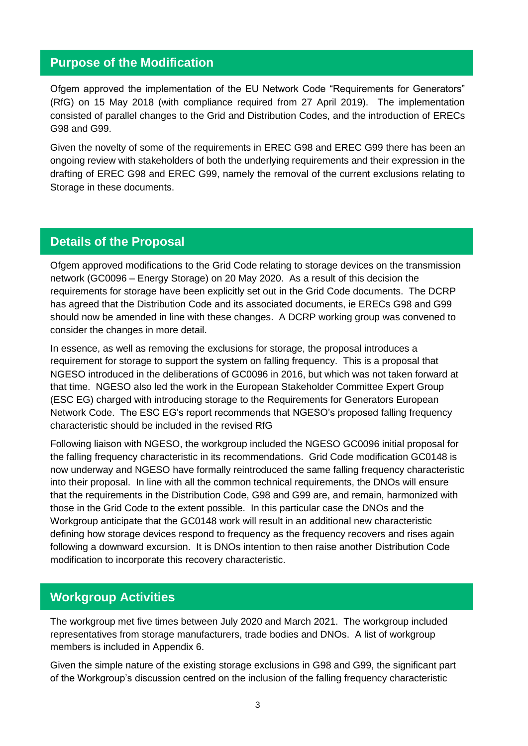## Purpose of the Modification

Ofgem approved the implementation of the EU Network Code "Requirements for Generators" (RfG) on 15 May 2018 (with compliance required from 27 April 2019). The implementation consisted of parallel changes to the Grid and Distribution Codes, and the introduction of ERECs G98 and G99.

Given the novelty of some of the requirements in EREC G98 and EREC G99 there has been an ongoing review with stakeholders of both the underlying requirements and their expression in the drafting of EREC G98 and EREC G99, namely the removal of the current exclusions relating to Storage in these documents.

## Details of the Proposal

Ofgem approved modifications to the Grid Code relating to storage devices on the transmission network (GC0096 – Energy Storage) on 20 May 2020. As a result of this decision the requirements for storage have been explicitly set out in the Grid Code documents. The DCRP has agreed that the Distribution Code and its associated documents, ie ERECs G98 and G99 should now be amended in line with these changes. A DCRP working group was convened to consider the changes in more detail.

In essence, as well as removing the exclusions for storage, the proposal introduces a requirement for storage to support the system on falling frequency. This is a proposal that NGESO introduced in the deliberations of GC0096 in 2016, but which was not taken forward at that time. NGESO also led the work in the European Stakeholder Committee Expert Group (ESC EG) charged with introducing storage to the Requirements for Generators European Network Code. The ESC EG's report recommends that NGESO's proposed falling frequency characteristic should be included in the revised RfG

Following liaison with NGESO, the workgroup included the NGESO GC0096 initial proposal for the falling frequency characteristic in its recommendations. Grid Code modification GC0148 is now underway and NGESO have formally reintroduced the same falling frequency characteristic into their proposal. In line with all the common technical requirements, the DNOs will ensure that the requirements in the Distribution Code, G98 and G99 are, and remain, harmonized with those in the Grid Code to the extent possible. In this particular case the DNOs and the Workgroup anticipate that the GC0148 work will result in an additional new characteristic defining how storage devices respond to frequency as the frequency recovers and rises again following a downward excursion. It is DNOs intention to then raise another Distribution Code modification to incorporate this recovery characteristic.

## Workgroup Activities

The workgroup met five times between July 2020 and March 2021. The workgroup included representatives from storage manufacturers, trade bodies and DNOs. A list of workgroup members is included in Appendix 6.

Given the simple nature of the existing storage exclusions in G98 and G99, the significant part of the Workgroup's discussion centred on the inclusion of the falling frequency characteristic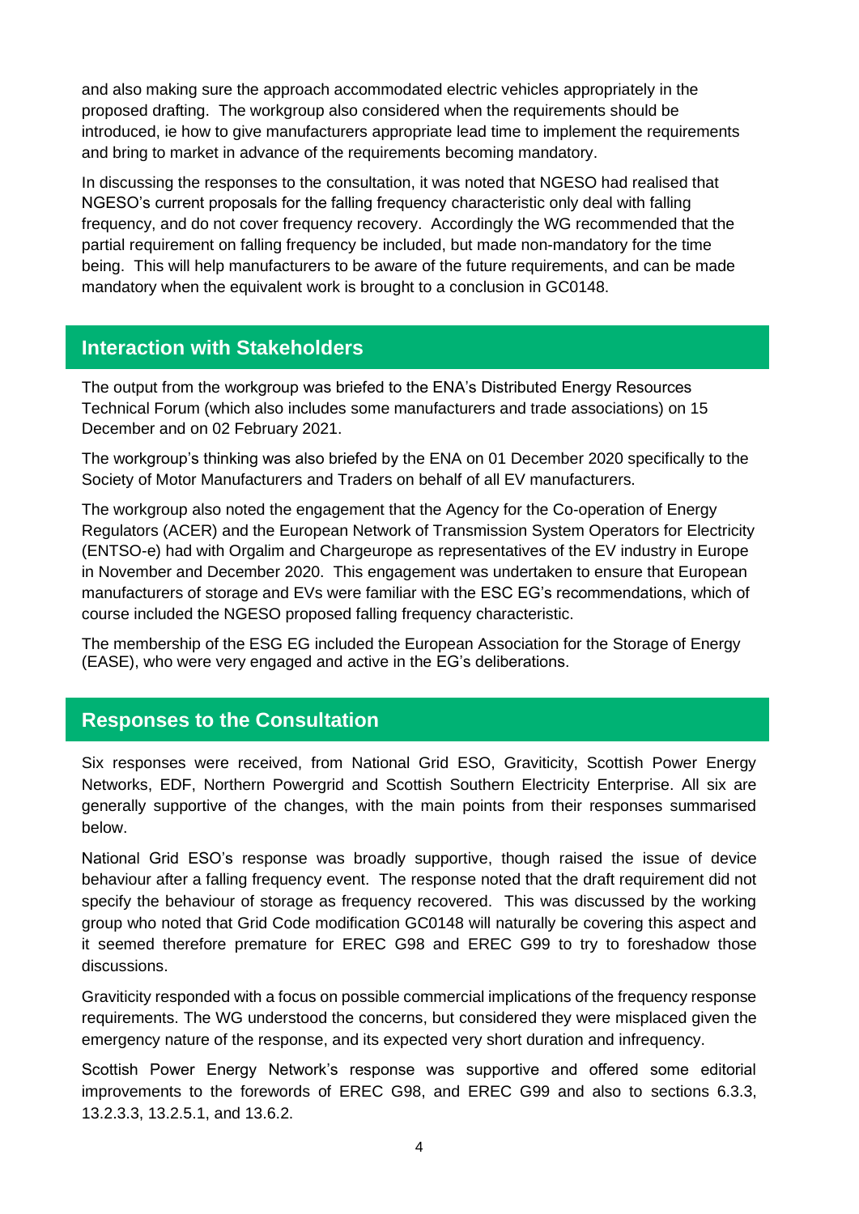and also making sure the approach accommodated electric vehicles appropriately in the proposed drafting. The workgroup also considered when the requirements should be introduced, ie how to give manufacturers appropriate lead time to implement the requirements and bring to market in advance of the requirements becoming mandatory.

In discussing the responses to the consultation, it was noted that NGESO had realised that NGESO's current proposals for the falling frequency characteristic only deal with falling frequency, and do not cover frequency recovery. Accordingly the WG recommended that the partial requirement on falling frequency be included, but made non-mandatory for the time being. This will help manufacturers to be aware of the future requirements, and can be made mandatory when the equivalent work is brought to a conclusion in GC0148.

## Interaction with Stakeholders

The output from the workgroup was briefed to the ENA's Distributed Energy Resources Technical Forum (which also includes some manufacturers and trade associations) on 15 December and on 02 February 2021.

The workgroup's thinking was also briefed by the ENA on 01 December 2020 specifically to the Society of Motor Manufacturers and Traders on behalf of all EV manufacturers.

The workgroup also noted the engagement that the Agency for the Co-operation of Energy Regulators (ACER) and the European Network of Transmission System Operators for Electricity (ENTSO-e) had with Orgalim and Chargeurope as representatives of the EV industry in Europe in November and December 2020. This engagement was undertaken to ensure that European manufacturers of storage and EVs were familiar with the ESC EG's recommendations, which of course included the NGESO proposed falling frequency characteristic.

The membership of the ESG EG included the European Association for the Storage of Energy (EASE), who were very engaged and active in the EG's deliberations.

## Responses to the Consultation

Six responses were received, from National Grid ESO, Graviticity, Scottish Power Energy Networks, EDF, Northern Powergrid and Scottish Southern Electricity Enterprise. All six are generally supportive of the changes, with the main points from their responses summarised below.

National Grid ESO's response was broadly supportive, though raised the issue of device behaviour after a falling frequency event. The response noted that the draft requirement did not specify the behaviour of storage as frequency recovered. This was discussed by the working group who noted that Grid Code modification GC0148 will naturally be covering this aspect and it seemed therefore premature for EREC G98 and EREC G99 to try to foreshadow those discussions.

Graviticity responded with a focus on possible commercial implications of the frequency response requirements. The WG understood the concerns, but considered they were misplaced given the emergency nature of the response, and its expected very short duration and infrequency.

Scottish Power Energy Network's response was supportive and offered some editorial improvements to the forewords of EREC G98, and EREC G99 and also to sections 6.3.3, 13.2.3.3, 13.2.5.1, and 13.6.2.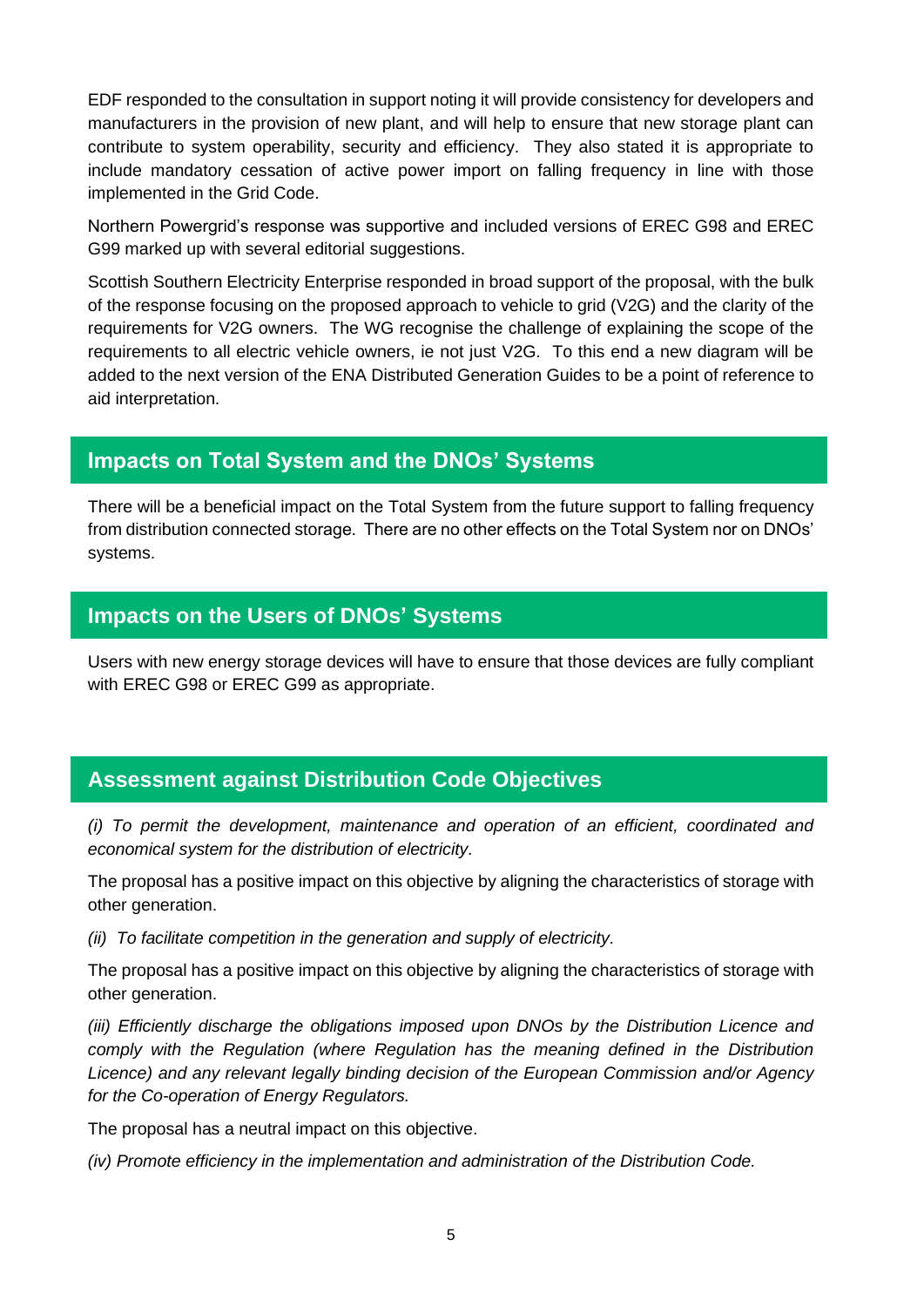EDF responded to the consultation in support noting it will provide consistency for developers and manufacturers in the provision of new plant, and will help to ensure that new storage plant can contribute to system operability, security and efficiency. They also stated it is appropriate to include mandatory cessation of active power import on falling frequency in line with those implemented in the Grid Code.

Northern Powergrid's response was supportive and included versions of EREC G98 and EREC G99 marked up with several editorial suggestions.

Scottish Southern Electricity Enterprise responded in broad support of the proposal, with the bulk of the response focusing on the proposed approach to vehicle to grid (V2G) and the clarity of the requirements for V2G owners. The WG recognise the challenge of explaining the scope of the requirements to all electric vehicle owners, ie not just V2G. To this end a new diagram will be added to the next version of the ENA Distributed Generation Guides to be a point of reference to aid interpretation.

## Impacts on Total System and the DNOs' Systems

There will be a beneficial impact on the Total System from the future support to falling frequency from distribution connected storage. There are no other effects on the Total System nor on DNOs' systems.

## Impacts on the Users of DNOs' Systems

Users with new energy storage devices will have to ensure that those devices are fully compliant with EREC G98 or EREC G99 as appropriate.

## Assessment against Distribution Code Objectives

*(i) To permit the development, maintenance and operation of an efficient, coordinated and economical system for the distribution of electricity.*

The proposal has a positive impact on this objective by aligning the characteristics of storage with other generation.

*(ii) To facilitate competition in the generation and supply of electricity.*

The proposal has a positive impact on this objective by aligning the characteristics of storage with other generation.

*(iii) Efficiently discharge the obligations imposed upon DNOs by the Distribution Licence and comply with the Regulation (where Regulation has the meaning defined in the Distribution Licence) and any relevant legally binding decision of the European Commission and/or Agency for the Co-operation of Energy Regulators.*

The proposal has a neutral impact on this objective.

*(iv) Promote efficiency in the implementation and administration of the Distribution Code.*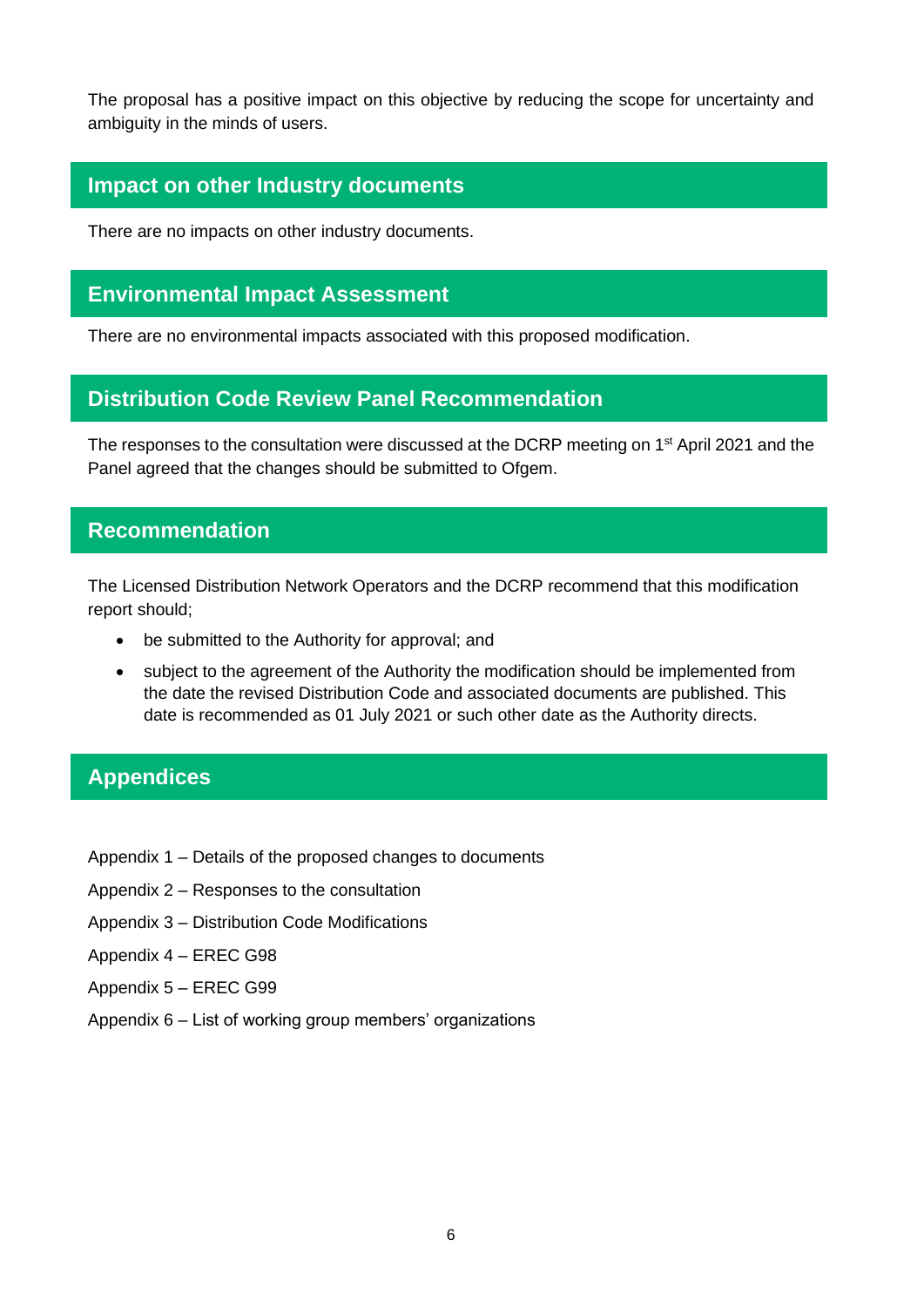The proposal has a positive impact on this objective by reducing the scope for uncertainty and ambiguity in the minds of users.

## Impact on other Industry documents

There are no impacts on other industry documents.

## Environmental Impact Assessment

There are no environmental impacts associated with this proposed modification.

## Distribution Code Review Panel Recommendation

The responses to the consultation were discussed at the DCRP meeting on 1st April 2021 and the Panel agreed that the changes should be submitted to Ofgem.

## Recommendation

The Licensed Distribution Network Operators and the DCRP recommend that this modification report should;

- be submitted to the Authority for approval; and
- subject to the agreement of the Authority the modification should be implemented from the date the revised Distribution Code and associated documents are published. This date is recommended as 01 July 2021 or such other date as the Authority directs.

## Appendices

Appendix 1 – Details of the proposed changes to documents

Appendix 2 – Responses to the consultation

Appendix 3 – Distribution Code Modifications

Appendix 4 – EREC G98

Appendix 5 – EREC G99

Appendix 6 – List of working group members' organizations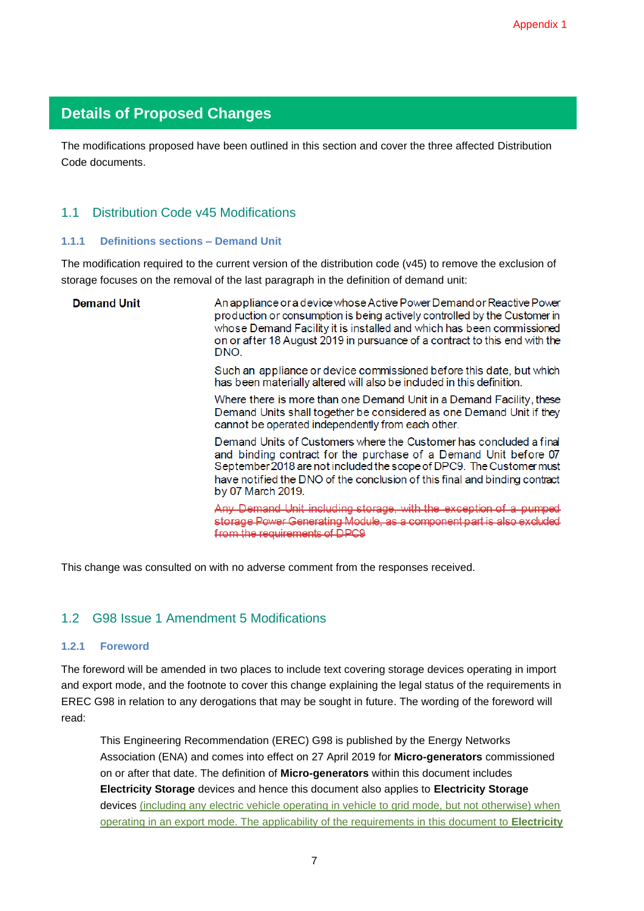## Details of Proposed Changes

The modifications proposed have been outlined in this section and cover the three affected Distribution Code documents.

### 1.1 Distribution Code v45 Modifications

#### 1.1.1 Definitions sections – Demand Unit

The modification required to the current version of the distribution code (v45) to remove the exclusion of storage focuses on the removal of the last paragraph in the definition of demand unit:

| | |
|---|---|
| **Demand Unit** | An appliance or a device whose Active Power Demand or Reactive Power production or consumption is being actively controlled by the Customer in whose Demand Facility it is installed and which has been commissioned on or after 18 August 2019 in pursuance of a contract to this end with the DNO. |
| | Such an appliance or device commissioned before this date, but which has been materially altered will also be included in this definition. |
| | Where there is more than one Demand Unit in a Demand Facility, these Demand Units shall together be considered as one Demand Unit if they cannot be operated independently from each other. |
| | Demand Units of Customers where the Customer has concluded a final and binding contract for the purchase of a Demand Unit before 07 September 2018 are not included the scope of DPC9. The Customer must have notified the DNO of the conclusion of this final and binding contract by 07 March 2019. |
| | ~~Any Demand Unit including storage, with the exception of a pumped storage Power Generating Module, as a component part is also excluded from the requirements of DPC9~~ |

This change was consulted on with no adverse comment from the responses received.

### 1.2 G98 Issue 1 Amendment 5 Modifications

#### 1.2.1 Foreword

The foreword will be amended in two places to include text covering storage devices operating in import and export mode, and the footnote to cover this change explaining the legal status of the requirements in EREC G98 in relation to any derogations that may be sought in future. The wording of the foreword will read:

> This Engineering Recommendation (EREC) G98 is published by the Energy Networks Association (ENA) and comes into effect on 27 April 2019 for **Micro-generators** commissioned on or after that date. The definition of **Micro-generators** within this document includes **Electricity Storage** devices and hence this document also applies to **Electricity Storage** devices <u>(including any electric vehicle operating in vehicle to grid mode, but not otherwise) when operating in an export mode. The applicability of the requirements in this document to **Electricity**</u>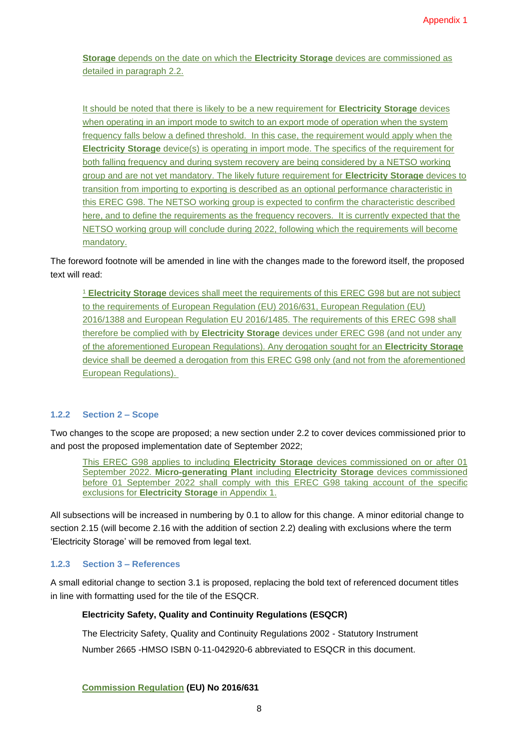**Storage** depends on the date on which the **Electricity Storage** devices are commissioned as detailed in paragraph 2.2.

It should be noted that there is likely to be a new requirement for **Electricity Storage** devices when operating in an import mode to switch to an export mode of operation when the system frequency falls below a defined threshold. In this case, the requirement would apply when the **Electricity Storage** device(s) is operating in import mode. The specifics of the requirement for both falling frequency and during system recovery are being considered by a NETSO working group and are not yet mandatory. The likely future requirement for **Electricity Storage** devices to transition from importing to exporting is described as an optional performance characteristic in this EREC G98. The NETSO working group is expected to confirm the characteristic described here, and to define the requirements as the frequency recovers. It is currently expected that the NETSO working group will conclude during 2022, following which the requirements will become mandatory.

The foreword footnote will be amended in line with the changes made to the foreword itself, the proposed text will read:

[1] **Electricity Storage** devices shall meet the requirements of this EREC G98 but are not subject to the requirements of European Regulation (EU) 2016/631, European Regulation (EU) 2016/1388 and European Regulation EU 2016/1485. The requirements of this EREC G98 shall therefore be complied with by **Electricity Storage** devices under EREC G98 (and not under any of the aforementioned European Regulations). Any derogation sought for an **Electricity Storage** device shall be deemed a derogation from this EREC G98 only (and not from the aforementioned European Regulations).

### 1.2.2 Section 2 – Scope

Two changes to the scope are proposed; a new section under 2.2 to cover devices commissioned prior to and post the proposed implementation date of September 2022;

This EREC G98 applies to including **Electricity Storage** devices commissioned on or after 01 September 2022. **Micro-generating Plant** including **Electricity Storage** devices commissioned before 01 September 2022 shall comply with this EREC G98 taking account of the specific exclusions for **Electricity Storage** in Appendix 1.

All subsections will be increased in numbering by 0.1 to allow for this change. A minor editorial change to section 2.15 (will become 2.16 with the addition of section 2.2) dealing with exclusions where the term 'Electricity Storage' will be removed from legal text.

### 1.2.3 Section 3 – References

A small editorial change to section 3.1 is proposed, replacing the bold text of referenced document titles in line with formatting used for the tile of the ESQCR.

**Electricity Safety, Quality and Continuity Regulations (ESQCR)**

The Electricity Safety, Quality and Continuity Regulations 2002 - Statutory Instrument Number 2665 -HMSO ISBN 0-11-042920-6 abbreviated to ESQCR in this document.

**Commission Regulation (EU) No 2016/631**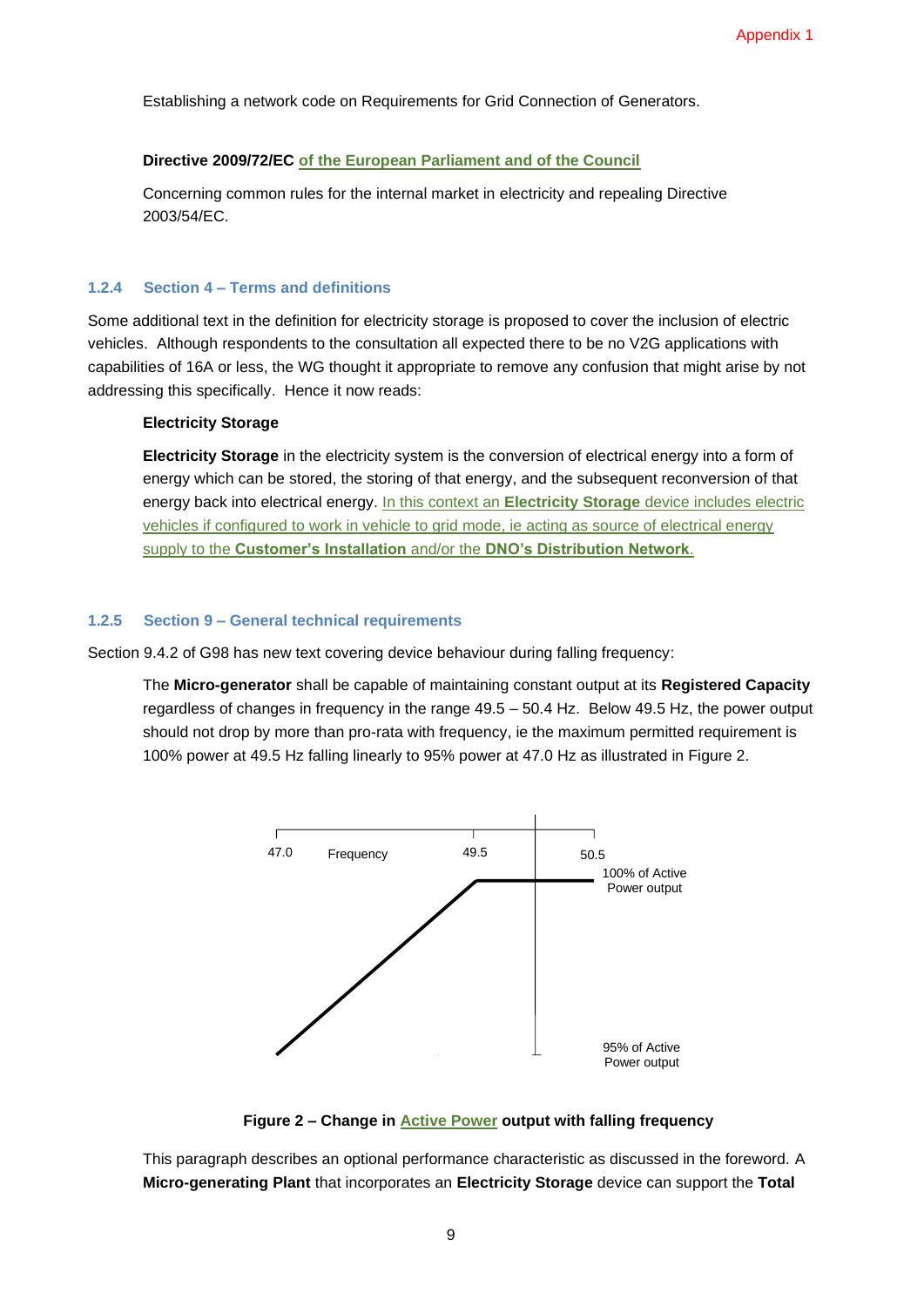Establishing a network code on Requirements for Grid Connection of Generators.

**Directive 2009/72/EC** **of the European Parliament and of the Council**

Concerning common rules for the internal market in electricity and repealing Directive 2003/54/EC.

### 1.2.4 Section 4 – Terms and definitions

Some additional text in the definition for electricity storage is proposed to cover the inclusion of electric vehicles. Although respondents to the consultation all expected there to be no V2G applications with capabilities of 16A or less, the WG thought it appropriate to remove any confusion that might arise by not addressing this specifically. Hence it now reads:

**Electricity Storage**

**Electricity Storage** in the electricity system is the conversion of electrical energy into a form of energy which can be stored, the storing of that energy, and the subsequent reconversion of that energy back into electrical energy. In this context an **Electricity Storage** device includes electric vehicles if configured to work in vehicle to grid mode, ie acting as source of electrical energy supply to the **Customer's Installation** and/or the **DNO's Distribution Network**.

### 1.2.5 Section 9 – General technical requirements

Section 9.4.2 of G98 has new text covering device behaviour during falling frequency:

The **Micro-generator** shall be capable of maintaining constant output at its **Registered Capacity** regardless of changes in frequency in the range 49.5 – 50.4 Hz. Below 49.5 Hz, the power output should not drop by more than pro-rata with frequency, ie the maximum permitted requirement is 100% power at 49.5 Hz falling linearly to 95% power at 47.0 Hz as illustrated in Figure 2.

**Figure 2 – Change in Active Power output with falling frequency**

This paragraph describes an optional performance characteristic as discussed in the foreword. A **Micro-generating Plant** that incorporates an **Electricity Storage** device can support the **Total**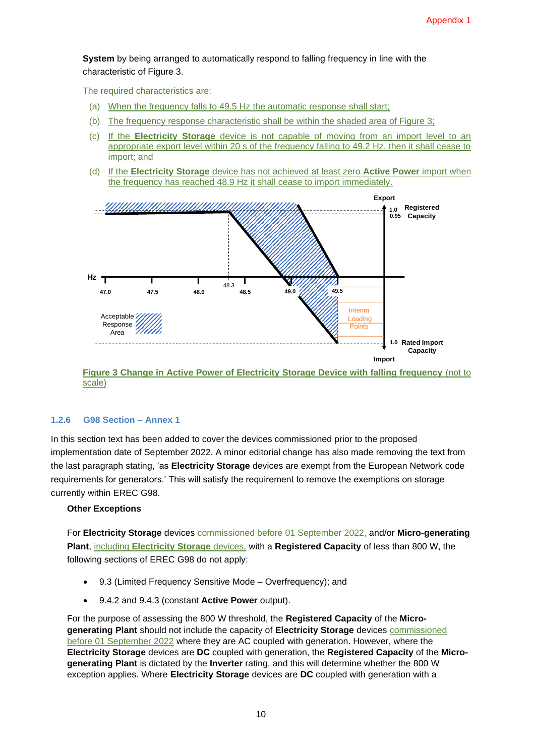**System** by being arranged to automatically respond to falling frequency in line with the characteristic of Figure 3.

The required characteristics are:

(a) When the frequency falls to 49.5 Hz the automatic response shall start;

(b) The frequency response characteristic shall be within the shaded area of Figure 3;

(c) If the **Electricity Storage** device is not capable of moving from an import level to an appropriate export level within 20 s of the frequency falling to 49.2 Hz, then it shall cease to import; and

(d) If the **Electricity Storage** device has not achieved at least zero **Active Power** import when the frequency has reached 48.9 Hz it shall cease to import immediately.

Figure 3 Change in Active Power of Electricity Storage Device with falling frequency (not to scale)

### 1.2.6 G98 Section – Annex 1

In this section text has been added to cover the devices commissioned prior to the proposed implementation date of September 2022. A minor editorial change has also made removing the text from the last paragraph stating, 'as **Electricity Storage** devices are exempt from the European Network code requirements for generators.' This will satisfy the requirement to remove the exemptions on storage currently within EREC G98.

**Other Exceptions**

For **Electricity Storage** devices commissioned before 01 September 2022, and/or **Micro-generating Plant**, including **Electricity Storage** devices, with a **Registered Capacity** of less than 800 W, the following sections of EREC G98 do not apply:

- 9.3 (Limited Frequency Sensitive Mode – Overfrequency); and
- 9.4.2 and 9.4.3 (constant **Active Power** output).

For the purpose of assessing the 800 W threshold, the **Registered Capacity** of the **Micro-generating Plant** should not include the capacity of **Electricity Storage** devices commissioned before 01 September 2022 where they are AC coupled with generation. However, where the **Electricity Storage** devices are **DC** coupled with generation, the **Registered Capacity** of the **Micro-generating Plant** is dictated by the **Inverter** rating, and this will determine whether the 800 W exception applies. Where **Electricity Storage** devices are **DC** coupled with generation with a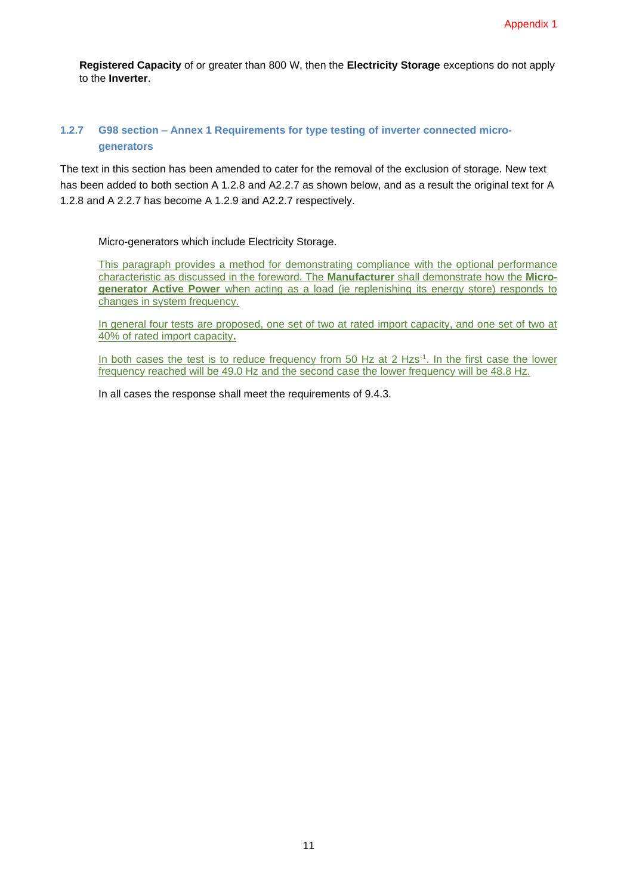**Registered Capacity** of or greater than 800 W, then the **Electricity Storage** exceptions do not apply to the **Inverter**.

### 1.2.7 G98 section – Annex 1 Requirements for type testing of inverter connected micro-generators

The text in this section has been amended to cater for the removal of the exclusion of storage. New text has been added to both section A 1.2.8 and A2.2.7 as shown below, and as a result the original text for A 1.2.8 and A 2.2.7 has become A 1.2.9 and A2.2.7 respectively.

Micro-generators which include Electricity Storage.

This paragraph provides a method for demonstrating compliance with the optional performance characteristic as discussed in the foreword. The **Manufacturer** shall demonstrate how the **Micro-generator Active Power** when acting as a load (ie replenishing its energy store) responds to changes in system frequency.

In general four tests are proposed, one set of two at rated import capacity, and one set of two at 40% of rated import capacity**.**

In both cases the test is to reduce frequency from 50 Hz at 2 $Hzs^{-1}$. In the first case the lower frequency reached will be 49.0 Hz and the second case the lower frequency will be 48.8 Hz.

In all cases the response shall meet the requirements of 9.4.3.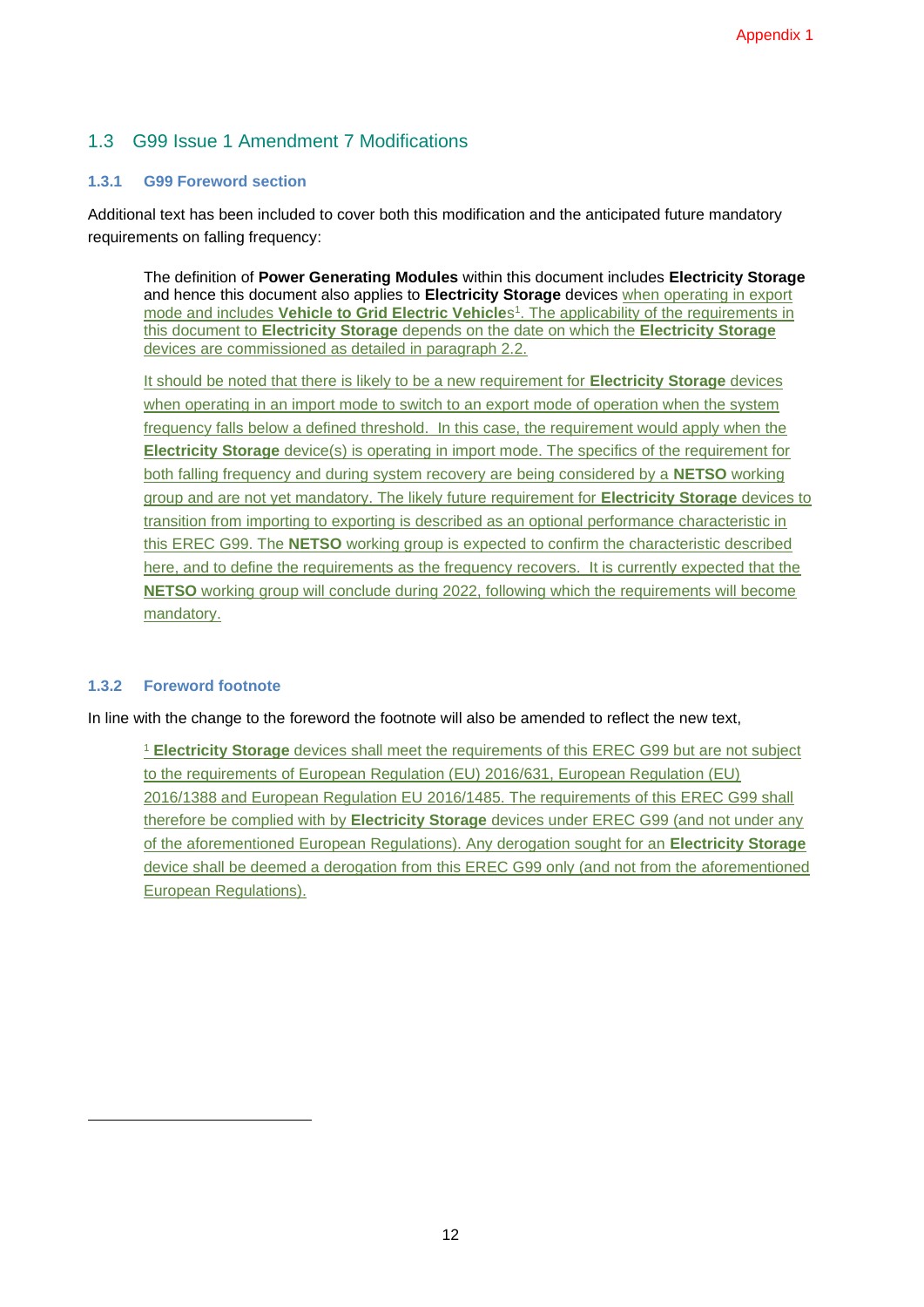## 1.3 G99 Issue 1 Amendment 7 Modifications

### 1.3.1 G99 Foreword section

Additional text has been included to cover both this modification and the anticipated future mandatory requirements on falling frequency:

> The definition of **Power Generating Modules** within this document includes **Electricity Storage** and hence this document also applies to **Electricity Storage** devices when operating in export mode and includes **Vehicle to Grid Electric Vehicle**s[1]. The applicability of the requirements in this document to **Electricity Storage** depends on the date on which the **Electricity Storage** devices are commissioned as detailed in paragraph 2.2.
>
> It should be noted that there is likely to be a new requirement for **Electricity Storage** devices when operating in an import mode to switch to an export mode of operation when the system frequency falls below a defined threshold. In this case, the requirement would apply when the **Electricity Storage** device(s) is operating in import mode. The specifics of the requirement for both falling frequency and during system recovery are being considered by a **NETSO** working group and are not yet mandatory. The likely future requirement for **Electricity Storage** devices to transition from importing to exporting is described as an optional performance characteristic in this EREC G99. The **NETSO** working group is expected to confirm the characteristic described here, and to define the requirements as the frequency recovers. It is currently expected that the **NETSO** working group will conclude during 2022, following which the requirements will become mandatory.

### 1.3.2 Foreword footnote

In line with the change to the foreword the footnote will also be amended to reflect the new text,

> [1] **Electricity Storage** devices shall meet the requirements of this EREC G99 but are not subject to the requirements of European Regulation (EU) 2016/631, European Regulation (EU) 2016/1388 and European Regulation EU 2016/1485. The requirements of this EREC G99 shall therefore be complied with by **Electricity Storage** devices under EREC G99 (and not under any of the aforementioned European Regulations). Any derogation sought for an **Electricity Storage** device shall be deemed a derogation from this EREC G99 only (and not from the aforementioned European Regulations).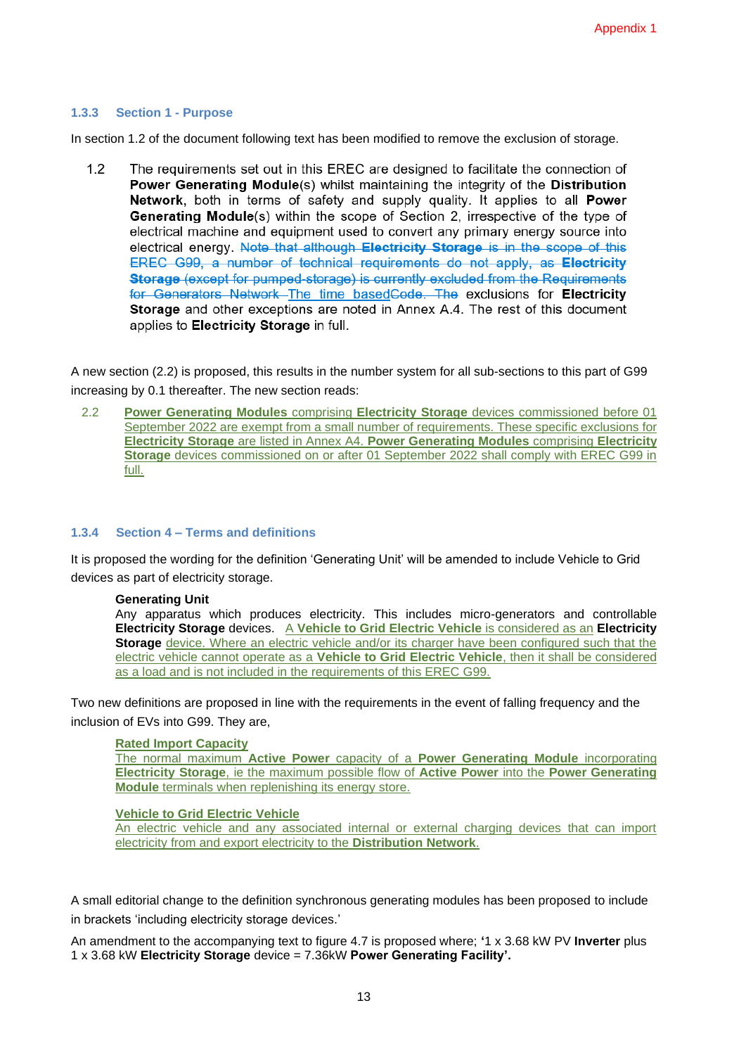### 1.3.3 Section 1 - Purpose

In section 1.2 of the document following text has been modified to remove the exclusion of storage.

1.2 The requirements set out in this EREC are designed to facilitate the connection of **Power Generating Module**(s) whilst maintaining the integrity of the **Distribution Network**, both in terms of safety and supply quality. It applies to all **Power Generating Module**(s) within the scope of Section 2, irrespective of the type of electrical machine and equipment used to convert any primary energy source into electrical energy. ~~Note that although **Electricity Storage** is in the scope of this EREC G99, a number of technical requirements do not apply, as **Electricity Storage** (except for pumped-storage) is currently excluded from the Requirements for Generators Network~~ The time based~~Code. The~~ exclusions for **Electricity Storage** and other exceptions are noted in Annex A.4. The rest of this document applies to **Electricity Storage** in full.

A new section (2.2) is proposed, this results in the number system for all sub-sections to this part of G99 increasing by 0.1 thereafter. The new section reads:

2.2 **Power Generating Modules** comprising **Electricity Storage** devices commissioned before 01 September 2022 are exempt from a small number of requirements. These specific exclusions for **Electricity Storage** are listed in Annex A4. **Power Generating Modules** comprising **Electricity Storage** devices commissioned on or after 01 September 2022 shall comply with EREC G99 in full.

### 1.3.4 Section 4 – Terms and definitions

It is proposed the wording for the definition 'Generating Unit' will be amended to include Vehicle to Grid devices as part of electricity storage.

**Generating Unit**
Any apparatus which produces electricity. This includes micro-generators and controllable **Electricity Storage** devices. A **Vehicle to Grid Electric Vehicle** is considered as an **Electricity Storage** device. Where an electric vehicle and/or its charger have been configured such that the electric vehicle cannot operate as a **Vehicle to Grid Electric Vehicle**, then it shall be considered as a load and is not included in the requirements of this EREC G99.

Two new definitions are proposed in line with the requirements in the event of falling frequency and the inclusion of EVs into G99. They are,

**Rated Import Capacity**
The normal maximum **Active Power** capacity of a **Power Generating Module** incorporating **Electricity Storage**, ie the maximum possible flow of **Active Power** into the **Power Generating Module** terminals when replenishing its energy store.

**Vehicle to Grid Electric Vehicle**
An electric vehicle and any associated internal or external charging devices that can import electricity from and export electricity to the **Distribution Network**.

A small editorial change to the definition synchronous generating modules has been proposed to include in brackets 'including electricity storage devices.'

An amendment to the accompanying text to figure 4.7 is proposed where; **'**1 x 3.68 kW PV **Inverter** plus 1 x 3.68 kW **Electricity Storage** device = 7.36kW **Power Generating Facility'.**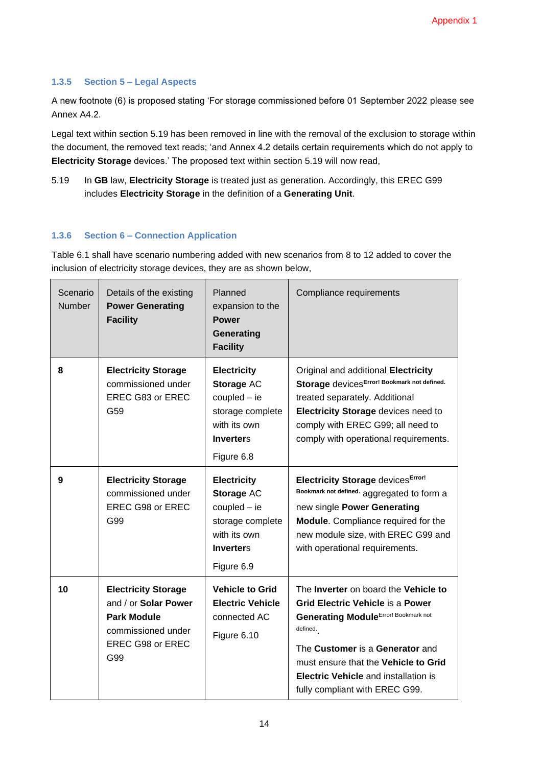### 1.3.5 Section 5 – Legal Aspects

A new footnote (6) is proposed stating 'For storage commissioned before 01 September 2022 please see Annex A4.2.

Legal text within section 5.19 has been removed in line with the removal of the exclusion to storage within the document, the removed text reads; 'and Annex 4.2 details certain requirements which do not apply to **Electricity Storage** devices.' The proposed text within section 5.19 will now read,

5.19 In **GB** law, **Electricity Storage** is treated just as generation. Accordingly, this EREC G99 includes **Electricity Storage** in the definition of a **Generating Unit**.

### 1.3.6 Section 6 – Connection Application

Table 6.1 shall have scenario numbering added with new scenarios from 8 to 12 added to cover the inclusion of electricity storage devices, they are as shown below,

| Scenario Number | Details of the existing **Power Generating Facility** | Planned expansion to the **Power Generating Facility** | Compliance requirements |
|---|---|---|---|
| **8** | **Electricity Storage** commissioned under EREC G83 or EREC G59 | **Electricity Storage** AC coupled – ie storage complete with its own **Inverter**s<br><br>Figure 6.8 | Original and additional **Electricity Storage** devices**Error! Bookmark not defined.** treated separately. Additional **Electricity Storage** devices need to comply with EREC G99; all need to comply with operational requirements. |
| **9** | **Electricity Storage** commissioned under EREC G98 or EREC G99 | **Electricity Storage** AC coupled – ie storage complete with its own **Inverter**s<br><br>Figure 6.9 | **Electricity Storage** devices**Error! Bookmark not defined.** aggregated to form a new single **Power Generating Module**. Compliance required for the new module size, with EREC G99 and with operational requirements. |
| **10** | **Electricity Storage** and / or **Solar Power Park Module** commissioned under EREC G98 or EREC G99 | **Vehicle to Grid Electric Vehicle** connected AC<br><br>Figure 6.10 | The **Inverter** on board the **Vehicle to Grid Electric Vehicle** is a **Power Generating Module**Error! Bookmark not defined..<br><br>The **Customer** is a **Generator** and must ensure that the **Vehicle to Grid Electric Vehicle** and installation is fully compliant with EREC G99. |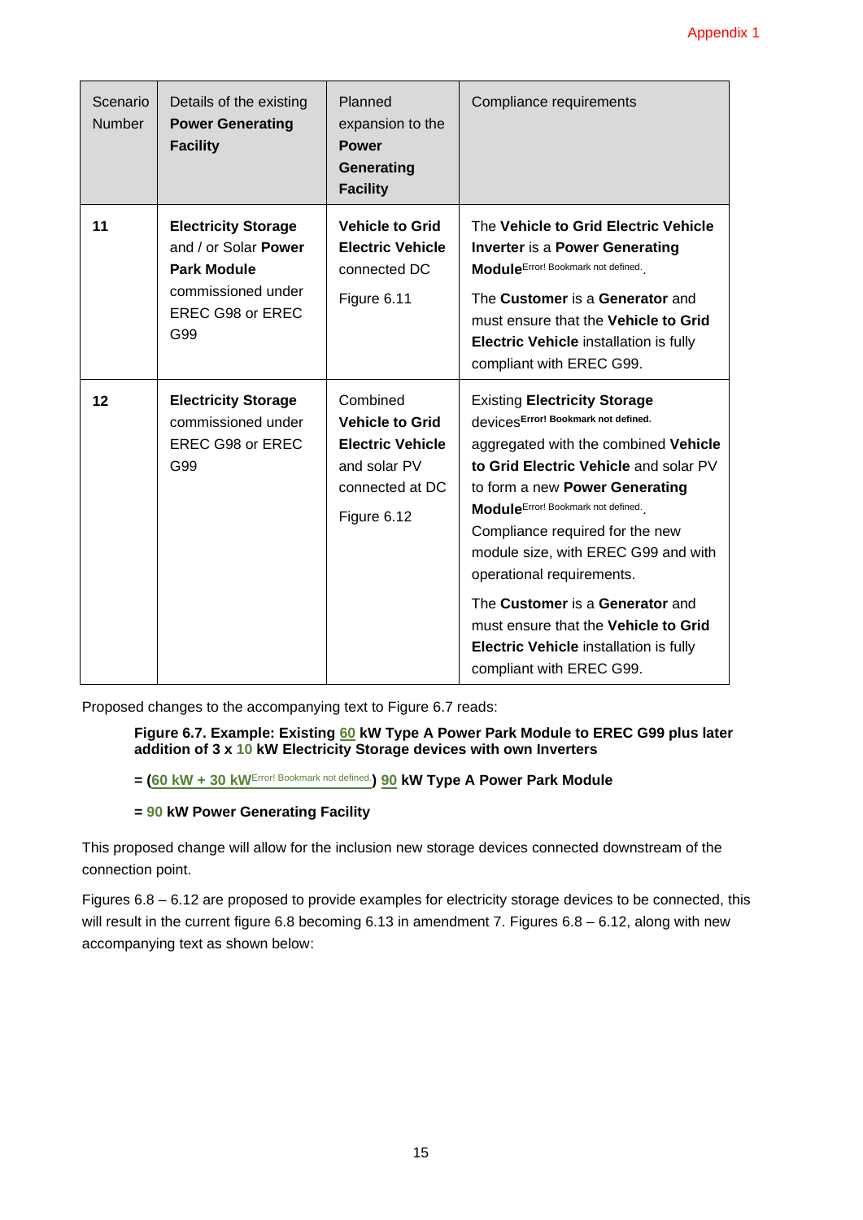| Scenario Number | Details of the existing **Power Generating Facility** | Planned expansion to the **Power Generating Facility** | Compliance requirements |
|---|---|---|---|
| **11** | **Electricity Storage** and / or Solar **Power Park Module** commissioned under EREC G98 or EREC G99 | **Vehicle to Grid Electric Vehicle** connected DC<br><br>Figure 6.11 | The **Vehicle to Grid Electric Vehicle Inverter** is a **Power Generating Module**Error! Bookmark not defined..<br><br>The **Customer** is a **Generator** and must ensure that the **Vehicle to Grid Electric Vehicle** installation is fully compliant with EREC G99. |
| **12** | **Electricity Storage** commissioned under EREC G98 or EREC G99 | Combined **Vehicle to Grid Electric Vehicle** and solar PV connected at DC<br><br>Figure 6.12 | Existing **Electricity Storage** devices**Error! Bookmark not defined.** aggregated with the combined **Vehicle to Grid Electric Vehicle** and solar PV to form a new **Power Generating Module**Error! Bookmark not defined.. Compliance required for the new module size, with EREC G99 and with operational requirements.<br><br>The **Customer** is a **Generator** and must ensure that the **Vehicle to Grid Electric Vehicle** installation is fully compliant with EREC G99. |

Proposed changes to the accompanying text to Figure 6.7 reads:

> **Figure 6.7. Example: Existing 60 kW Type A Power Park Module to EREC G99 plus later addition of 3 x 10 kW Electricity Storage devices with own Inverters**
>
> **= (60 kW + 30 kW**Error! Bookmark not defined.**) 90 kW Type A Power Park Module**
>
> **= 90 kW Power Generating Facility**

This proposed change will allow for the inclusion new storage devices connected downstream of the connection point.

Figures 6.8 – 6.12 are proposed to provide examples for electricity storage devices to be connected, this will result in the current figure 6.8 becoming 6.13 in amendment 7. Figures 6.8 – 6.12, along with new accompanying text as shown below: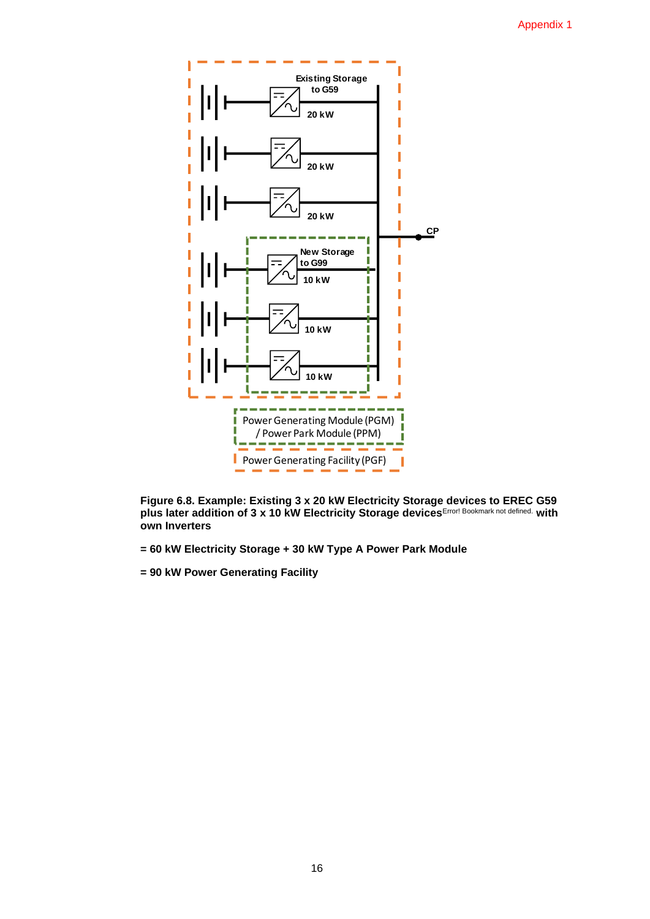Appendix 1

**Figure 6.8. Example: Existing 3 x 20 kW Electricity Storage devices to EREC G59 plus later addition of 3 x 10 kW Electricity Storage devices**Error! Bookmark not defined. **with own Inverters**

**= 60 kW Electricity Storage + 30 kW Type A Power Park Module**

**= 90 kW Power Generating Facility**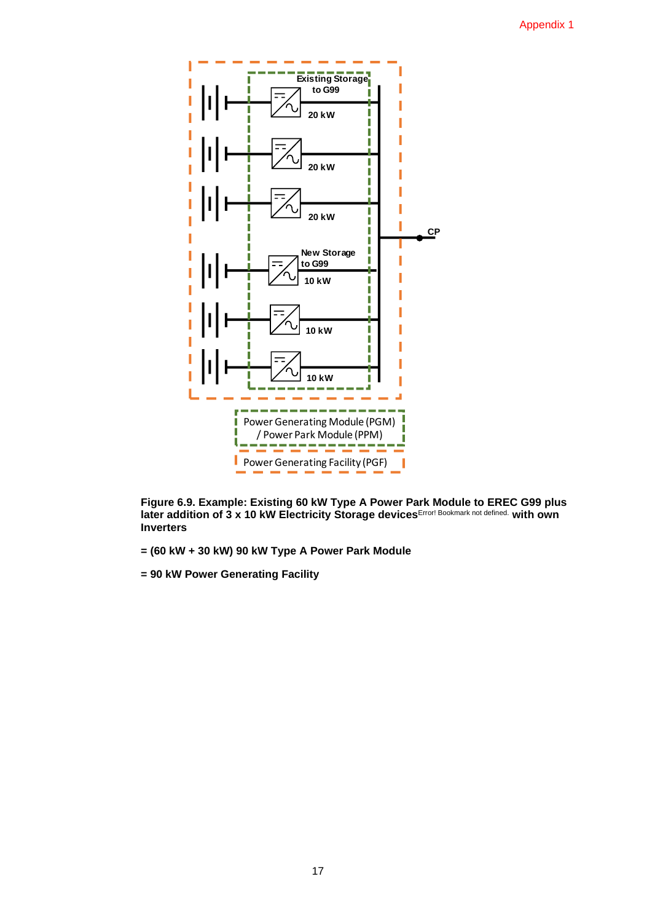Existing Storage to G99

20 kW

20 kW

20 kW

CP

New Storage to G99

10 kW

10 kW

10 kW

Power Generating Module (PGM) / Power Park Module (PPM)

Power Generating Facility (PGF)

**Figure 6.9. Example: Existing 60 kW Type A Power Park Module to EREC G99 plus later addition of 3 x 10 kW Electricity Storage devices**Error! Bookmark not defined. **with own Inverters**

**= (60 kW + 30 kW) 90 kW Type A Power Park Module**

**= 90 kW Power Generating Facility**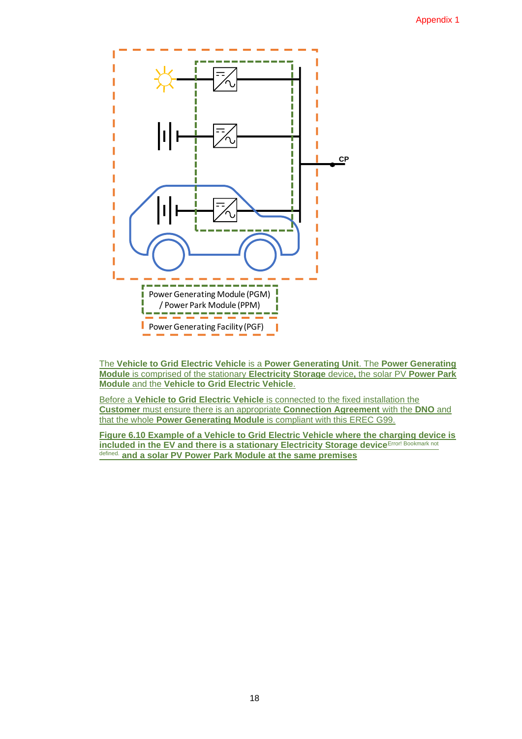Appendix 1

Power Generating Module (PGM) / Power Park Module (PPM)

Power Generating Facility (PGF)

The **Vehicle to Grid Electric Vehicle** is a **Power Generating Unit**. The **Power Generating Module** is comprised of the stationary **Electricity Storage** device**,** the solar PV **Power Park Module** and the **Vehicle to Grid Electric Vehicle**.

Before a **Vehicle to Grid Electric Vehicle** is connected to the fixed installation the **Customer** must ensure there is an appropriate **Connection Agreement** with the **DNO** and that the whole **Power Generating Module** is compliant with this EREC G99.

**Figure 6.10 Example of a Vehicle to Grid Electric Vehicle where the charging device is included in the EV and there is a stationary Electricity Storage device**Error! Bookmark not defined. **and a solar PV Power Park Module at the same premises**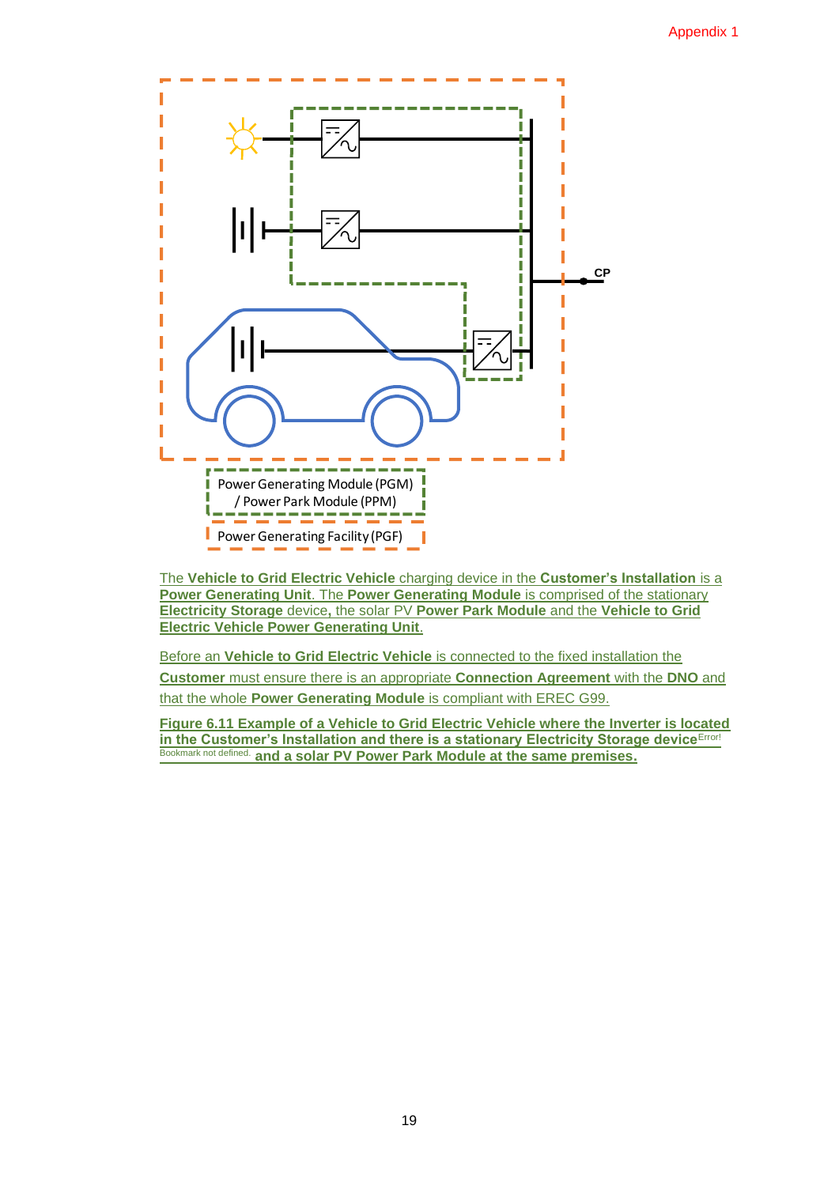Power Generating Module (PGM) / Power Park Module (PPM)

Power Generating Facility (PGF)

CP

The **Vehicle to Grid Electric Vehicle** charging device in the **Customer's Installation** is a **Power Generating Unit**. The **Power Generating Module** is comprised of the stationary **Electricity Storage** device**,** the solar PV **Power Park Module** and the **Vehicle to Grid Electric Vehicle Power Generating Unit**.

Before an **Vehicle to Grid Electric Vehicle** is connected to the fixed installation the **Customer** must ensure there is an appropriate **Connection Agreement** with the **DNO** and that the whole **Power Generating Module** is compliant with EREC G99.

**Figure 6.11 Example of a Vehicle to Grid Electric Vehicle where the Inverter is located in the Customer's Installation and there is a stationary Electricity Storage device**Error! Bookmark not defined. **and a solar PV Power Park Module at the same premises.**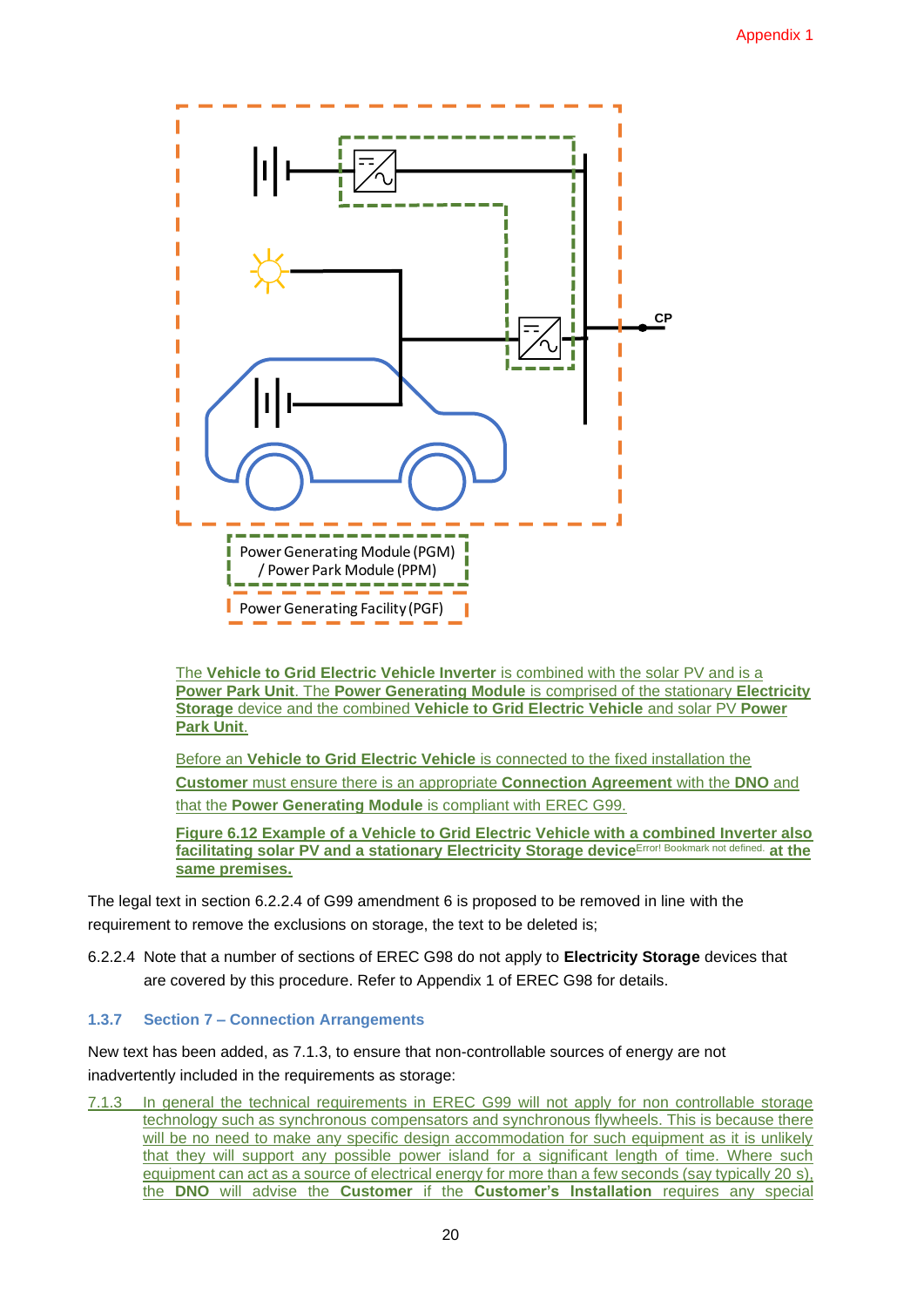Power Generating Module (PGM) / Power Park Module (PPM)

Power Generating Facility (PGF)

CP

The **Vehicle to Grid Electric Vehicle Inverter** is combined with the solar PV and is a **Power Park Unit**. The **Power Generating Module** is comprised of the stationary **Electricity Storage** device and the combined **Vehicle to Grid Electric Vehicle** and solar PV **Power Park Unit**.

Before an **Vehicle to Grid Electric Vehicle** is connected to the fixed installation the **Customer** must ensure there is an appropriate **Connection Agreement** with the **DNO** and that the **Power Generating Module** is compliant with EREC G99.

**Figure 6.12 Example of a Vehicle to Grid Electric Vehicle with a combined Inverter also facilitating solar PV and a stationary Electricity Storage device**Error! Bookmark not defined. **at the same premises.**

The legal text in section 6.2.2.4 of G99 amendment 6 is proposed to be removed in line with the requirement to remove the exclusions on storage, the text to be deleted is;

6.2.2.4 Note that a number of sections of EREC G98 do not apply to **Electricity Storage** devices that are covered by this procedure. Refer to Appendix 1 of EREC G98 for details.

### 1.3.7 Section 7 – Connection Arrangements

New text has been added, as 7.1.3, to ensure that non-controllable sources of energy are not inadvertently included in the requirements as storage:

7.1.3 In general the technical requirements in EREC G99 will not apply for non controllable storage technology such as synchronous compensators and synchronous flywheels. This is because there will be no need to make any specific design accommodation for such equipment as it is unlikely that they will support any possible power island for a significant length of time. Where such equipment can act as a source of electrical energy for more than a few seconds (say typically 20 s), the **DNO** will advise the **Customer** if the **Customer's Installation** requires any special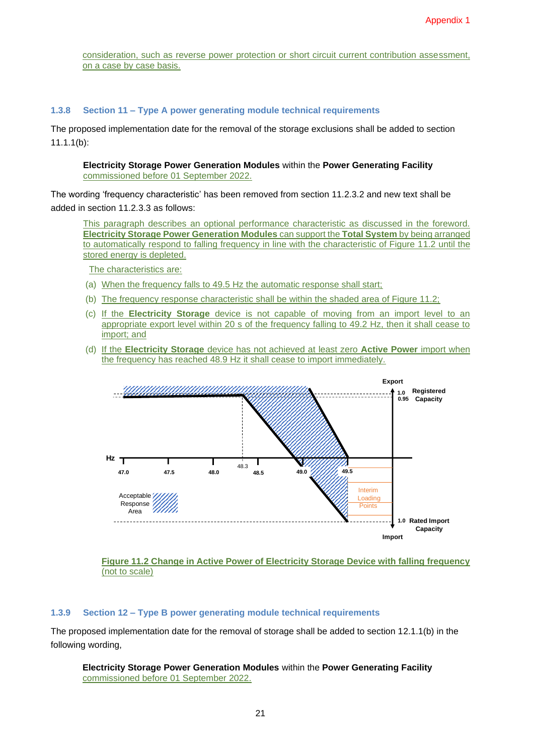consideration, such as reverse power protection or short circuit current contribution assessment, on a case by case basis.

### 1.3.8 Section 11 – Type A power generating module technical requirements

The proposed implementation date for the removal of the storage exclusions shall be added to section 11.1.1(b):

> **Electricity Storage Power Generation Modules** within the **Power Generating Facility** commissioned before 01 September 2022.

The wording 'frequency characteristic' has been removed from section 11.2.3.2 and new text shall be added in section 11.2.3.3 as follows:

> This paragraph describes an optional performance characteristic as discussed in the foreword. **Electricity Storage Power Generation Modules** can support the **Total System** by being arranged to automatically respond to falling frequency in line with the characteristic of Figure 11.2 until the stored energy is depleted.
>
> The characteristics are:
>
> (a) When the frequency falls to 49.5 Hz the automatic response shall start;
>
> (b) The frequency response characteristic shall be within the shaded area of Figure 11.2;
>
> (c) If the **Electricity Storage** device is not capable of moving from an import level to an appropriate export level within 20 s of the frequency falling to 49.2 Hz, then it shall cease to import; and
>
> (d) If the **Electricity Storage** device has not achieved at least zero **Active Power** import when the frequency has reached 48.9 Hz it shall cease to import immediately.

**Figure 11.2 Change in Active Power of Electricity Storage Device with falling frequency** (not to scale)

### 1.3.9 Section 12 – Type B power generating module technical requirements

The proposed implementation date for the removal of storage shall be added to section 12.1.1(b) in the following wording,

> **Electricity Storage Power Generation Modules** within the **Power Generating Facility** commissioned before 01 September 2022.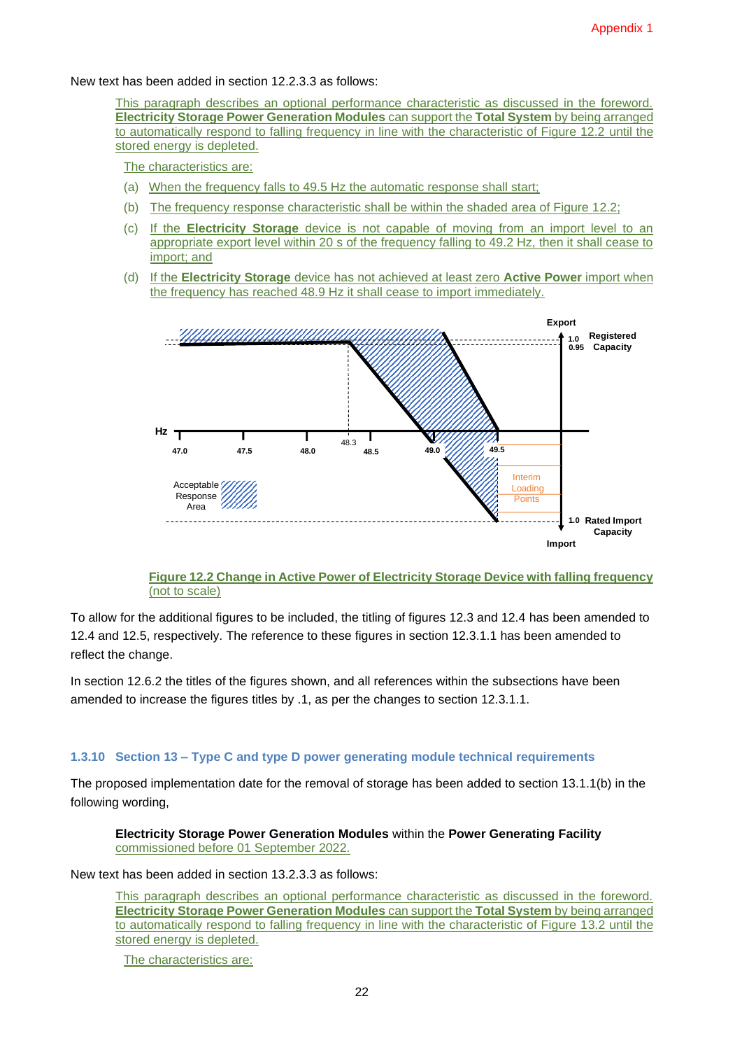New text has been added in section 12.2.3.3 as follows:

> This paragraph describes an optional performance characteristic as discussed in the foreword. **Electricity Storage Power Generation Modules** can support the **Total System** by being arranged to automatically respond to falling frequency in line with the characteristic of Figure 12.2 until the stored energy is depleted.
>
> The characteristics are:
>
> (a) When the frequency falls to 49.5 Hz the automatic response shall start;
>
> (b) The frequency response characteristic shall be within the shaded area of Figure 12.2;
>
> (c) If the **Electricity Storage** device is not capable of moving from an import level to an appropriate export level within 20 s of the frequency falling to 49.2 Hz, then it shall cease to import; and
>
> (d) If the **Electricity Storage** device has not achieved at least zero **Active Power** import when the frequency has reached 48.9 Hz it shall cease to import immediately.

**Figure 12.2 Change in Active Power of Electricity Storage Device with falling frequency** (not to scale)

To allow for the additional figures to be included, the titling of figures 12.3 and 12.4 has been amended to 12.4 and 12.5, respectively. The reference to these figures in section 12.3.1.1 has been amended to reflect the change.

In section 12.6.2 the titles of the figures shown, and all references within the subsections have been amended to increase the figures titles by .1, as per the changes to section 12.3.1.1.

### 1.3.10 Section 13 – Type C and type D power generating module technical requirements

The proposed implementation date for the removal of storage has been added to section 13.1.1(b) in the following wording,

> **Electricity Storage Power Generation Modules** within the **Power Generating Facility** commissioned before 01 September 2022.

New text has been added in section 13.2.3.3 as follows:

> This paragraph describes an optional performance characteristic as discussed in the foreword. **Electricity Storage Power Generation Modules** can support the **Total System** by being arranged to automatically respond to falling frequency in line with the characteristic of Figure 13.2 until the stored energy is depleted.
>
> The characteristics are: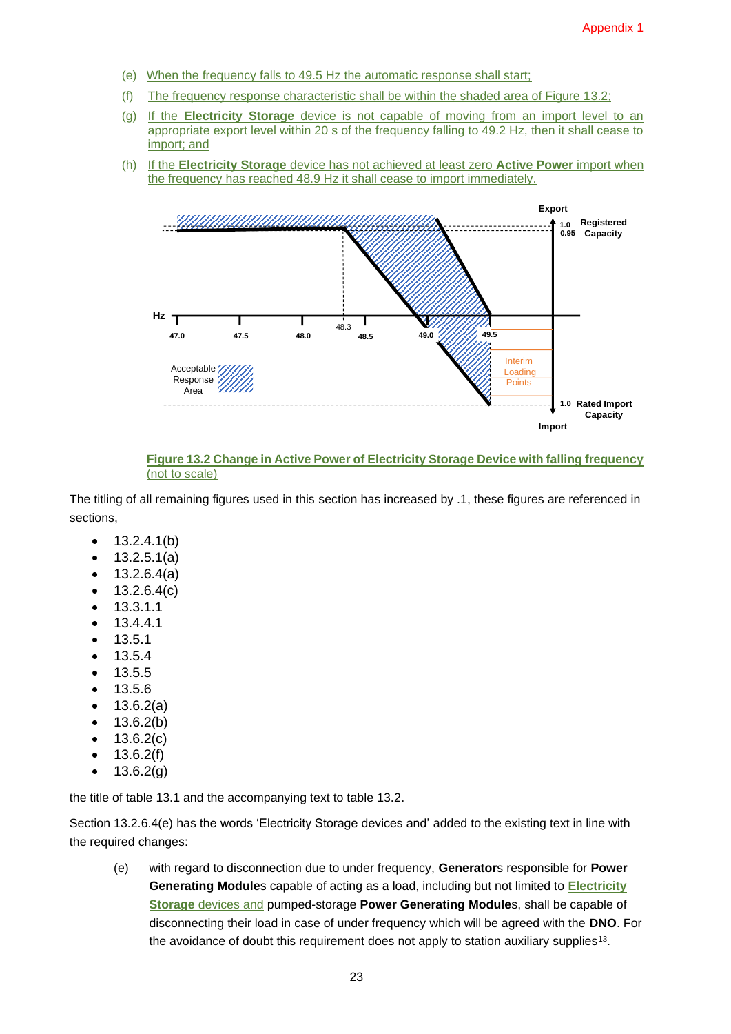(e) When the frequency falls to 49.5 Hz the automatic response shall start;

(f) The frequency response characteristic shall be within the shaded area of Figure 13.2;

(g) If the **Electricity Storage** device is not capable of moving from an import level to an appropriate export level within 20 s of the frequency falling to 49.2 Hz, then it shall cease to import; and

(h) If the **Electricity Storage** device has not achieved at least zero **Active Power** import when the frequency has reached 48.9 Hz it shall cease to import immediately.

**Figure 13.2 Change in Active Power of Electricity Storage Device with falling frequency** (not to scale)

The titling of all remaining figures used in this section has increased by .1, these figures are referenced in sections,

- 13.2.4.1(b)
- 13.2.5.1(a)
- 13.2.6.4(a)
- 13.2.6.4(c)
- 13.3.1.1
- 13.4.4.1
- 13.5.1
- 13.5.4
- 13.5.5
- 13.5.6
- 13.6.2(a)
- 13.6.2(b)
- 13.6.2(c)
- 13.6.2(f)
- 13.6.2(g)

the title of table 13.1 and the accompanying text to table 13.2.

Section 13.2.6.4(e) has the words 'Electricity Storage devices and' added to the existing text in line with the required changes:

(e) with regard to disconnection due to under frequency, **Generator**s responsible for **Power Generating Module**s capable of acting as a load, including but not limited to **Electricity Storage** devices and pumped-storage **Power Generating Module**s, shall be capable of disconnecting their load in case of under frequency which will be agreed with the **DNO**. For the avoidance of doubt this requirement does not apply to station auxiliary supplies[13].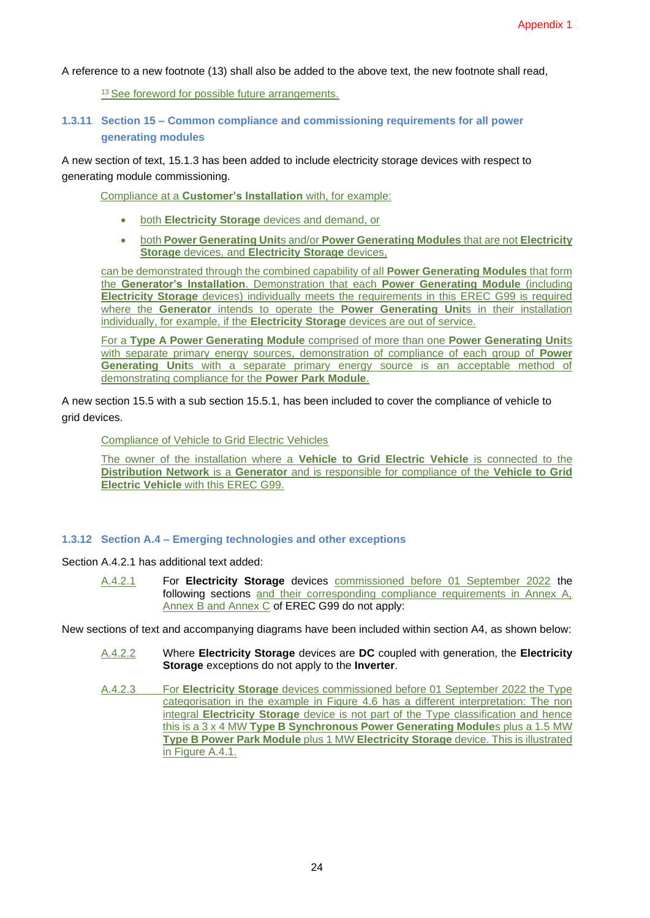A reference to a new footnote (13) shall also be added to the above text, the new footnote shall read,

> [13] See foreword for possible future arrangements.

### 1.3.11 Section 15 – Common compliance and commissioning requirements for all power generating modules

A new section of text, 15.1.3 has been added to include electricity storage devices with respect to generating module commissioning.

> Compliance at a **Customer's Installation** with, for example:
>
> - both **Electricity Storage** devices and demand, or
> - both **Power Generating Unit**s and/or **Power Generating Modules** that are not **Electricity Storage** devices, and **Electricity Storage** devices,
>
> can be demonstrated through the combined capability of all **Power Generating Modules** that form the **Generator's Installation**. Demonstration that each **Power Generating Module** (including **Electricity Storage** devices) individually meets the requirements in this EREC G99 is required where the **Generator** intends to operate the **Power Generating Unit**s in their installation individually, for example, if the **Electricity Storage** devices are out of service.
>
> For a **Type A Power Generating Module** comprised of more than one **Power Generating Unit**s with separate primary energy sources, demonstration of compliance of each group of **Power Generating Unit**s with a separate primary energy source is an acceptable method of demonstrating compliance for the **Power Park Module**.

A new section 15.5 with a sub section 15.5.1, has been included to cover the compliance of vehicle to grid devices.

> Compliance of Vehicle to Grid Electric Vehicles
>
> The owner of the installation where a **Vehicle to Grid Electric Vehicle** is connected to the **Distribution Network** is a **Generator** and is responsible for compliance of the **Vehicle to Grid Electric Vehicle** with this EREC G99.

### 1.3.12 Section A.4 – Emerging technologies and other exceptions

Section A.4.2.1 has additional text added:

> A.4.2.1 For **Electricity Storage** devices commissioned before 01 September 2022 the following sections and their corresponding compliance requirements in Annex A, Annex B and Annex C of EREC G99 do not apply:

New sections of text and accompanying diagrams have been included within section A4, as shown below:

> A.4.2.2 Where **Electricity Storage** devices are **DC** coupled with generation, the **Electricity Storage** exceptions do not apply to the **Inverter**.
>
> A.4.2.3 For **Electricity Storage** devices commissioned before 01 September 2022 the Type categorisation in the example in Figure 4.6 has a different interpretation: The non integral **Electricity Storage** device is not part of the Type classification and hence this is a 3 x 4 MW **Type B Synchronous Power Generating Module**s plus a 1.5 MW **Type B Power Park Module** plus 1 MW **Electricity Storage** device. This is illustrated in Figure A.4.1.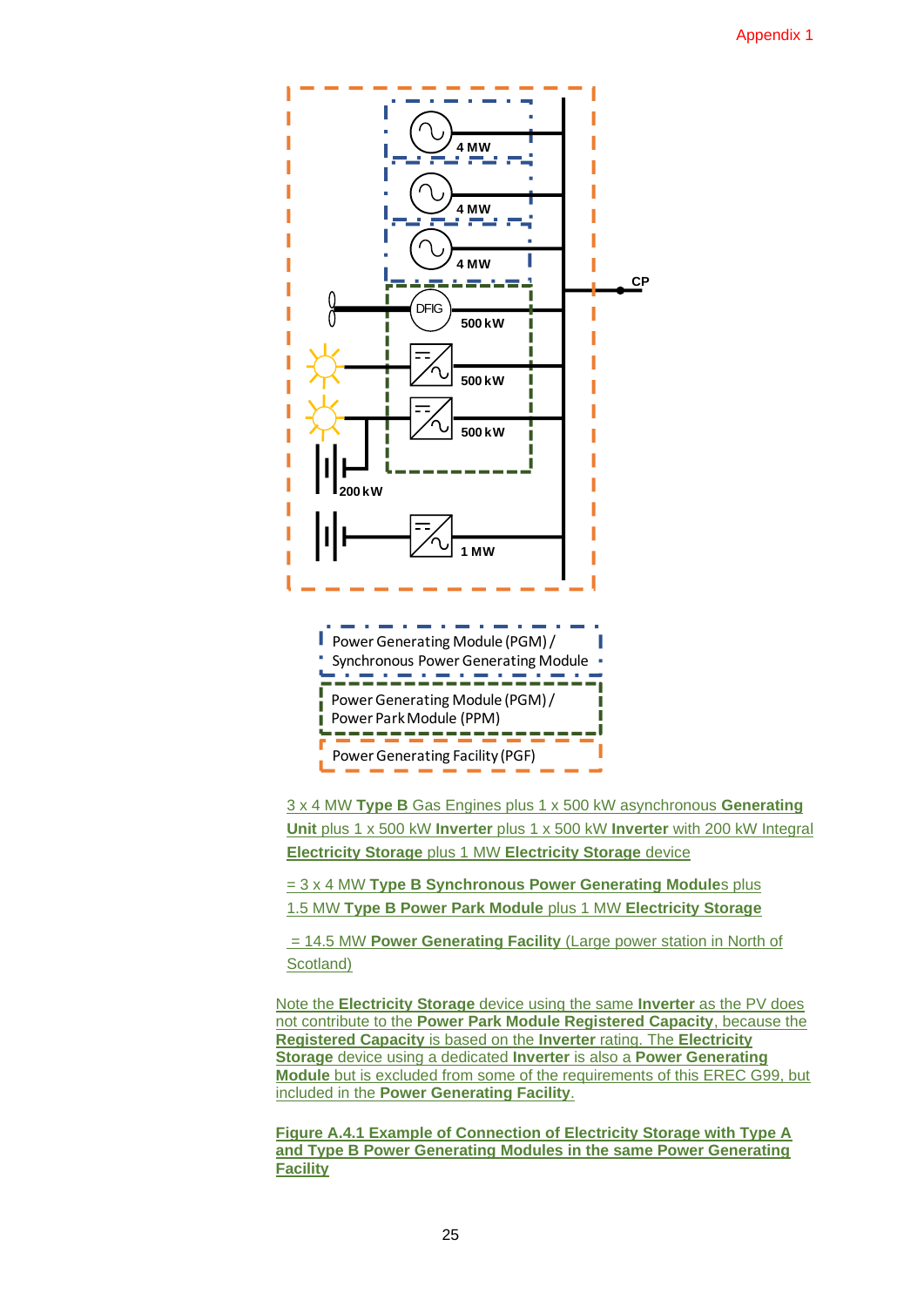Appendix 1

4 MW

4 MW

4 MW

DFIG 500 kW

500 kW

500 kW

200 kW

1 MW

CP

Power Generating Module (PGM) / Synchronous Power Generating Module

Power Generating Module (PGM) / Power Park Module (PPM)

Power Generating Facility (PGF)

3 x 4 MW **Type B** Gas Engines plus 1 x 500 kW asynchronous **Generating Unit** plus 1 x 500 kW **Inverter** plus 1 x 500 kW **Inverter** with 200 kW Integral **Electricity Storage** plus 1 MW **Electricity Storage** device

= 3 x 4 MW **Type B Synchronous Power Generating Module**s plus 1.5 MW **Type B Power Park Module** plus 1 MW **Electricity Storage**

= 14.5 MW **Power Generating Facility** (Large power station in North of Scotland)

Note the **Electricity Storage** device using the same **Inverter** as the PV does not contribute to the **Power Park Module Registered Capacity**, because the **Registered Capacity** is based on the **Inverter** rating. The **Electricity Storage** device using a dedicated **Inverter** is also a **Power Generating Module** but is excluded from some of the requirements of this EREC G99, but included in the **Power Generating Facility**.

**Figure A.4.1 Example of Connection of Electricity Storage with Type A and Type B Power Generating Modules in the same Power Generating Facility**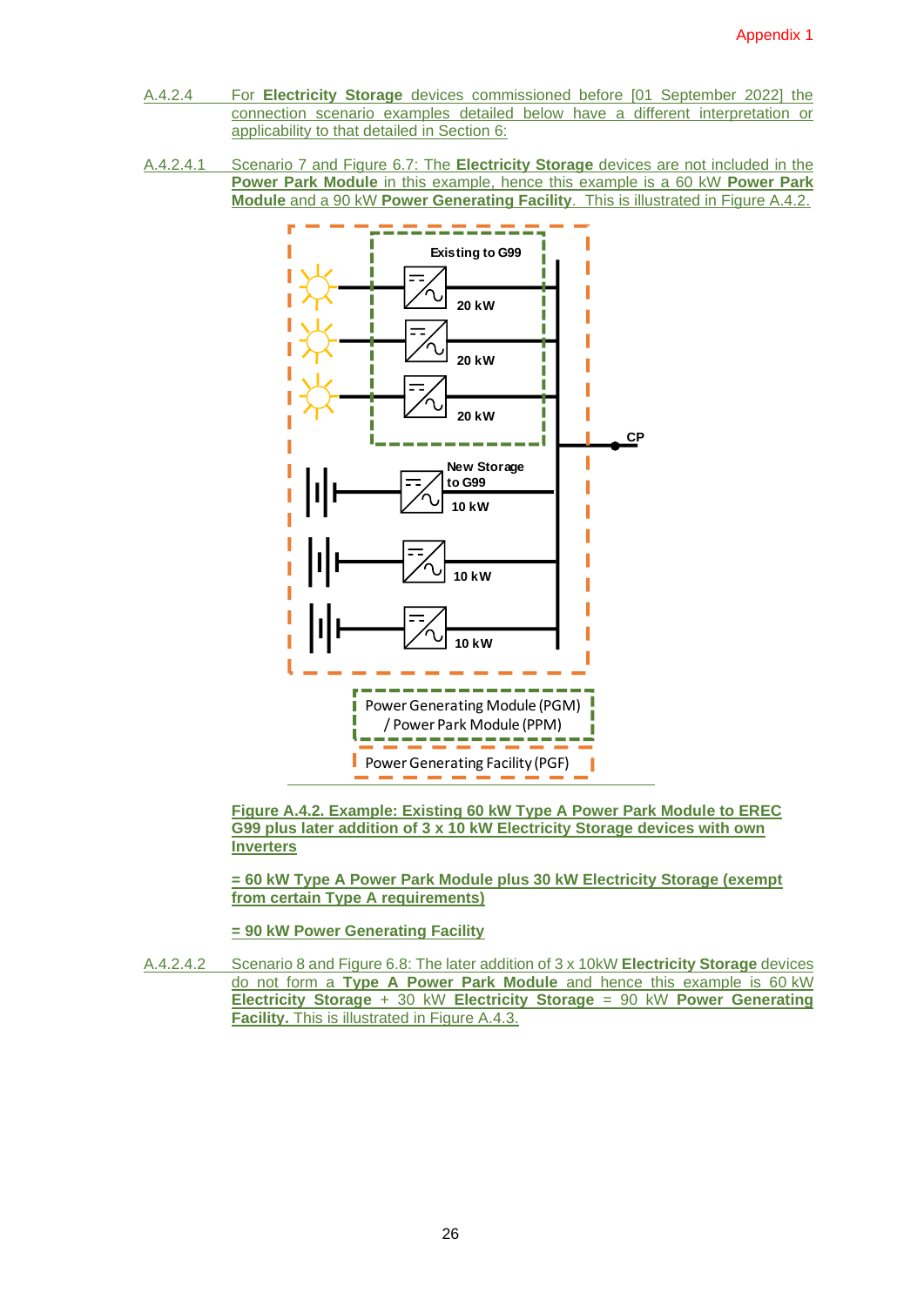A.4.2.4 For **Electricity Storage** devices commissioned before [01 September 2022] the connection scenario examples detailed below have a different interpretation or applicability to that detailed in Section 6:

A.4.2.4.1 Scenario 7 and Figure 6.7: The **Electricity Storage** devices are not included in the **Power Park Module** in this example, hence this example is a 60 kW **Power Park Module** and a 90 kW **Power Generating Facility**. This is illustrated in Figure A.4.2.

Existing to G99

20 kW

20 kW

20 kW

CP

New Storage to G99

10 kW

10 kW

10 kW

Power Generating Module (PGM) / Power Park Module (PPM)

Power Generating Facility (PGF)

**Figure A.4.2. Example: Existing 60 kW Type A Power Park Module to EREC G99 plus later addition of 3 x 10 kW Electricity Storage devices with own Inverters**

**= 60 kW Type A Power Park Module plus 30 kW Electricity Storage (exempt from certain Type A requirements)**

**= 90 kW Power Generating Facility**

A.4.2.4.2 Scenario 8 and Figure 6.8: The later addition of 3 x 10kW **Electricity Storage** devices do not form a **Type A Power Park Module** and hence this example is 60 kW **Electricity Storage** + 30 kW **Electricity Storage** = 90 kW **Power Generating Facility.** This is illustrated in Figure A.4.3.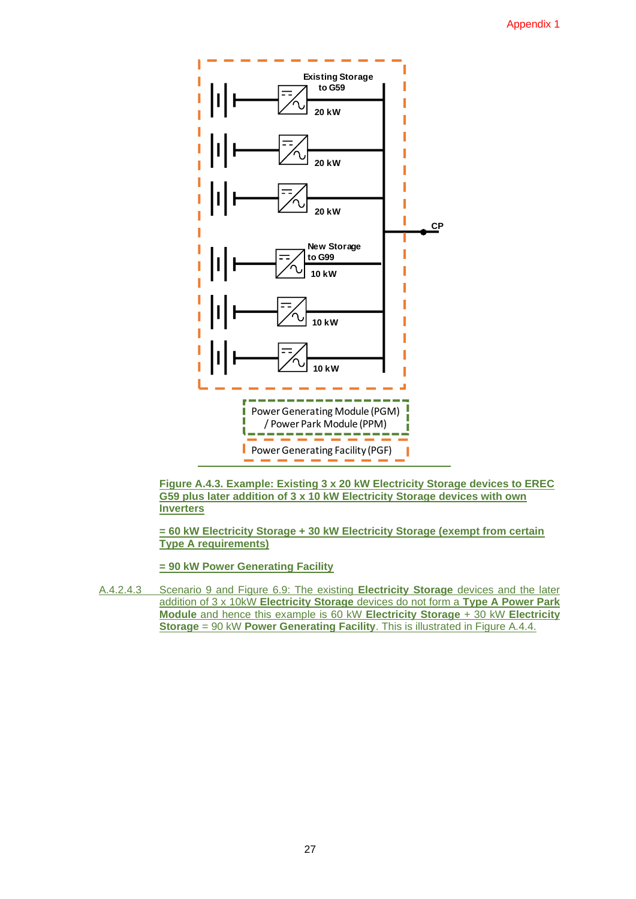Existing Storage to G59

20 kW

20 kW

20 kW

CP

New Storage to G99

10 kW

10 kW

10 kW

Power Generating Module (PGM) / Power Park Module (PPM)

Power Generating Facility (PGF)

**Figure A.4.3. Example: Existing 3 x 20 kW Electricity Storage devices to EREC G59 plus later addition of 3 x 10 kW Electricity Storage devices with own Inverters**

**= 60 kW Electricity Storage + 30 kW Electricity Storage (exempt from certain Type A requirements)**

**= 90 kW Power Generating Facility**

A.4.2.4.3 Scenario 9 and Figure 6.9: The existing **Electricity Storage** devices and the later addition of 3 x 10kW **Electricity Storage** devices do not form a **Type A Power Park Module** and hence this example is 60 kW **Electricity Storage** + 30 kW **Electricity Storage** = 90 kW **Power Generating Facility**. This is illustrated in Figure A.4.4.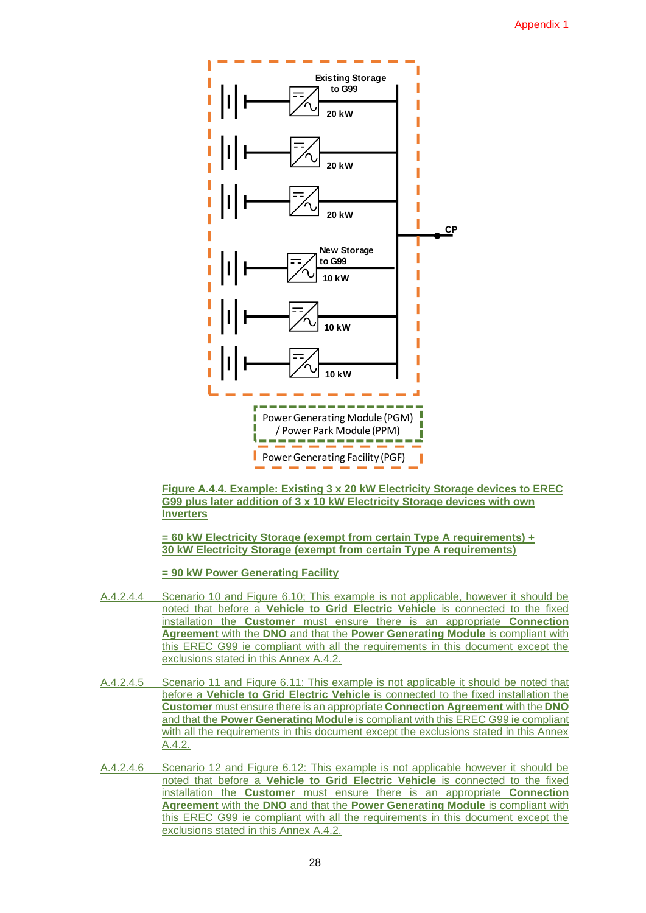Figure A.4.4. Example: Existing 3 x 20 kW Electricity Storage devices to EREC G99 plus later addition of 3 x 10 kW Electricity Storage devices with own Inverters

= 60 kW Electricity Storage (exempt from certain Type A requirements) + 30 kW Electricity Storage (exempt from certain Type A requirements)

= 90 kW Power Generating Facility

A.4.2.4.4 Scenario 10 and Figure 6.10; This example is not applicable, however it should be noted that before a **Vehicle to Grid Electric Vehicle** is connected to the fixed installation the **Customer** must ensure there is an appropriate **Connection Agreement** with the **DNO** and that the **Power Generating Module** is compliant with this EREC G99 ie compliant with all the requirements in this document except the exclusions stated in this Annex A.4.2.

A.4.2.4.5 Scenario 11 and Figure 6.11: This example is not applicable it should be noted that before a **Vehicle to Grid Electric Vehicle** is connected to the fixed installation the **Customer** must ensure there is an appropriate **Connection Agreement** with the **DNO** and that the **Power Generating Module** is compliant with this EREC G99 ie compliant with all the requirements in this document except the exclusions stated in this Annex A.4.2.

A.4.2.4.6 Scenario 12 and Figure 6.12: This example is not applicable however it should be noted that before a **Vehicle to Grid Electric Vehicle** is connected to the fixed installation the **Customer** must ensure there is an appropriate **Connection Agreement** with the **DNO** and that the **Power Generating Module** is compliant with this EREC G99 ie compliant with all the requirements in this document except the exclusions stated in this Annex A.4.2.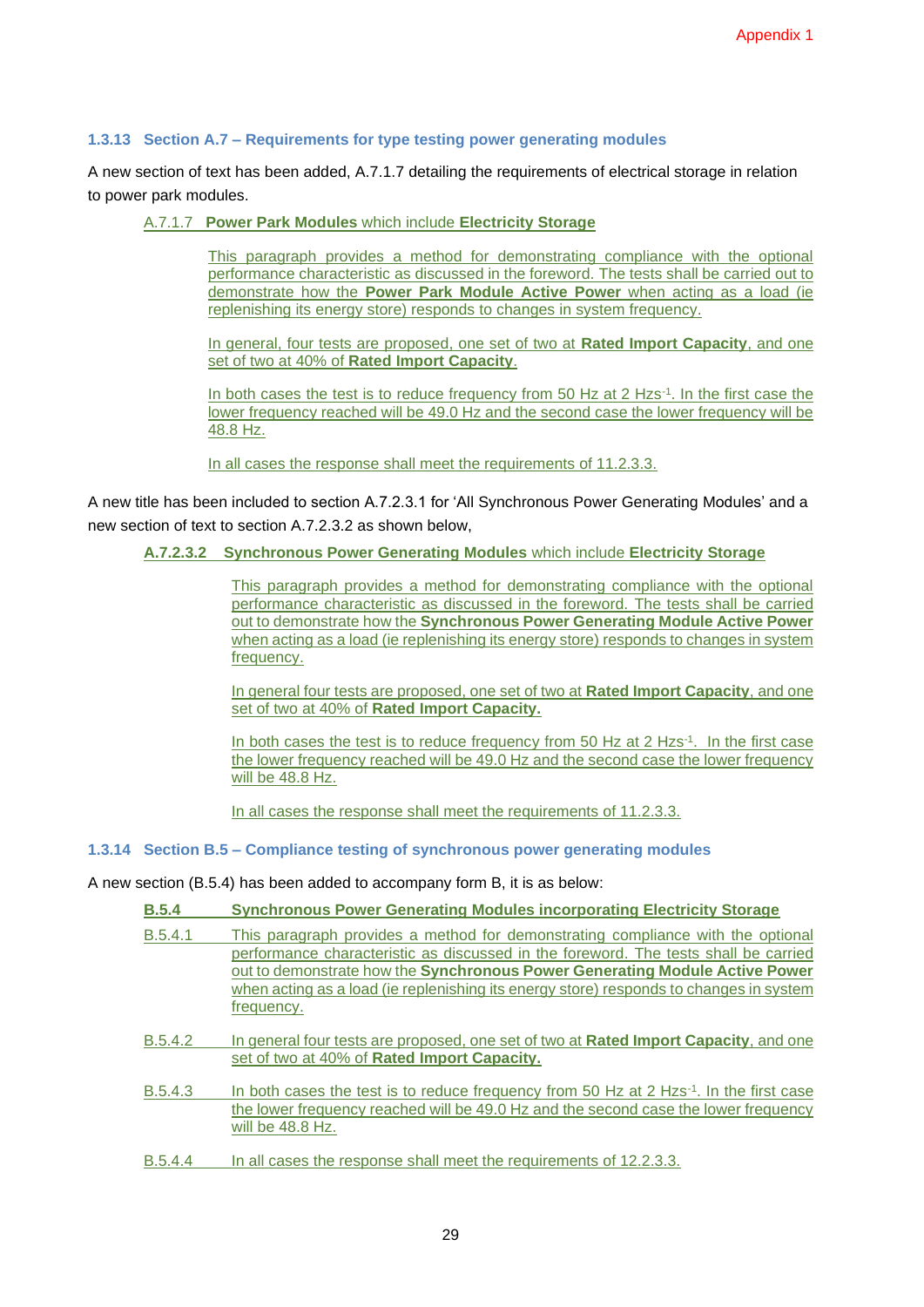### 1.3.13 Section A.7 – Requirements for type testing power generating modules

A new section of text has been added, A.7.1.7 detailing the requirements of electrical storage in relation to power park modules.

A.7.1.7 **Power Park Modules** which include **Electricity Storage**

This paragraph provides a method for demonstrating compliance with the optional performance characteristic as discussed in the foreword. The tests shall be carried out to demonstrate how the **Power Park Module Active Power** when acting as a load (ie replenishing its energy store) responds to changes in system frequency.

In general, four tests are proposed, one set of two at **Rated Import Capacity**, and one set of two at 40% of **Rated Import Capacity**.

In both cases the test is to reduce frequency from 50 Hz at 2 $Hzs^{-1}$. In the first case the lower frequency reached will be 49.0 Hz and the second case the lower frequency will be 48.8 Hz.

In all cases the response shall meet the requirements of 11.2.3.3.

A new title has been included to section A.7.2.3.1 for 'All Synchronous Power Generating Modules' and a new section of text to section A.7.2.3.2 as shown below,

**A.7.2.3.2 Synchronous Power Generating Modules** which include **Electricity Storage**

This paragraph provides a method for demonstrating compliance with the optional performance characteristic as discussed in the foreword. The tests shall be carried out to demonstrate how the **Synchronous Power Generating Module Active Power** when acting as a load (ie replenishing its energy store) responds to changes in system frequency.

In general four tests are proposed, one set of two at **Rated Import Capacity**, and one set of two at 40% of **Rated Import Capacity.**

In both cases the test is to reduce frequency from 50 Hz at 2 $Hzs^{-1}$. In the first case the lower frequency reached will be 49.0 Hz and the second case the lower frequency will be 48.8 Hz.

In all cases the response shall meet the requirements of 11.2.3.3.

### 1.3.14 Section B.5 – Compliance testing of synchronous power generating modules

A new section (B.5.4) has been added to accompany form B, it is as below:

**B.5.4 Synchronous Power Generating Modules incorporating Electricity Storage**

B.5.4.1 This paragraph provides a method for demonstrating compliance with the optional performance characteristic as discussed in the foreword. The tests shall be carried out to demonstrate how the **Synchronous Power Generating Module Active Power** when acting as a load (ie replenishing its energy store) responds to changes in system frequency.

B.5.4.2 In general four tests are proposed, one set of two at **Rated Import Capacity**, and one set of two at 40% of **Rated Import Capacity.**

B.5.4.3 In both cases the test is to reduce frequency from 50 Hz at 2 $Hzs^{-1}$. In the first case the lower frequency reached will be 49.0 Hz and the second case the lower frequency will be 48.8 Hz.

B.5.4.4 In all cases the response shall meet the requirements of 12.2.3.3.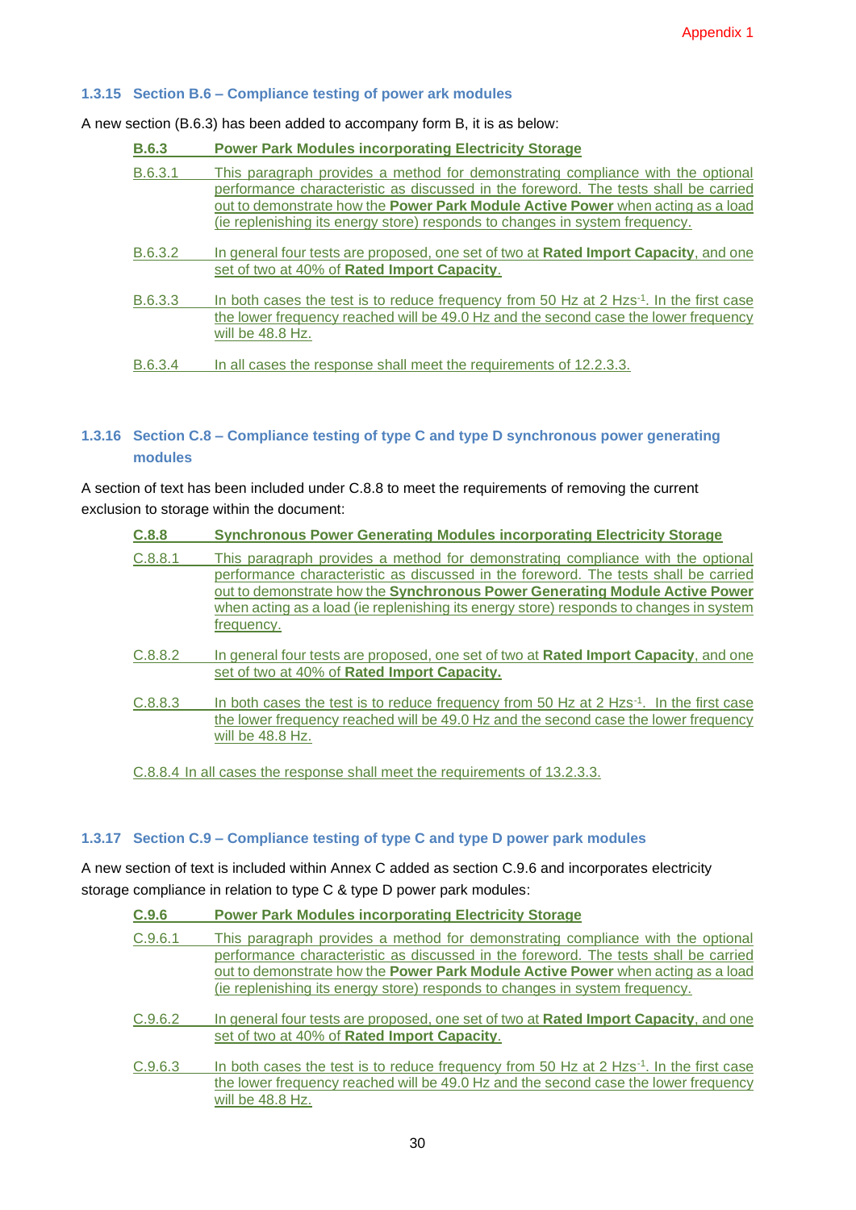### 1.3.15 Section B.6 – Compliance testing of power ark modules

A new section (B.6.3) has been added to accompany form B, it is as below:

**B.6.3 Power Park Modules incorporating Electricity Storage**

B.6.3.1 This paragraph provides a method for demonstrating compliance with the optional performance characteristic as discussed in the foreword. The tests shall be carried out to demonstrate how the **Power Park Module Active Power** when acting as a load (ie replenishing its energy store) responds to changes in system frequency.

B.6.3.2 In general four tests are proposed, one set of two at **Rated Import Capacity**, and one set of two at 40% of **Rated Import Capacity**.

B.6.3.3 In both cases the test is to reduce frequency from 50 Hz at 2 $Hzs^{-1}$. In the first case the lower frequency reached will be 49.0 Hz and the second case the lower frequency will be 48.8 Hz.

B.6.3.4 In all cases the response shall meet the requirements of 12.2.3.3.

### 1.3.16 Section C.8 – Compliance testing of type C and type D synchronous power generating modules

A section of text has been included under C.8.8 to meet the requirements of removing the current exclusion to storage within the document:

**C.8.8 Synchronous Power Generating Modules incorporating Electricity Storage**

C.8.8.1 This paragraph provides a method for demonstrating compliance with the optional performance characteristic as discussed in the foreword. The tests shall be carried out to demonstrate how the **Synchronous Power Generating Module Active Power** when acting as a load (ie replenishing its energy store) responds to changes in system frequency.

C.8.8.2 In general four tests are proposed, one set of two at **Rated Import Capacity**, and one set of two at 40% of **Rated Import Capacity.**

C.8.8.3 In both cases the test is to reduce frequency from 50 Hz at 2 $Hzs^{-1}$. In the first case the lower frequency reached will be 49.0 Hz and the second case the lower frequency will be 48.8 Hz.

C.8.8.4 In all cases the response shall meet the requirements of 13.2.3.3.

### 1.3.17 Section C.9 – Compliance testing of type C and type D power park modules

A new section of text is included within Annex C added as section C.9.6 and incorporates electricity storage compliance in relation to type C & type D power park modules:

**C.9.6 Power Park Modules incorporating Electricity Storage**

C.9.6.1 This paragraph provides a method for demonstrating compliance with the optional performance characteristic as discussed in the foreword. The tests shall be carried out to demonstrate how the **Power Park Module Active Power** when acting as a load (ie replenishing its energy store) responds to changes in system frequency.

C.9.6.2 In general four tests are proposed, one set of two at **Rated Import Capacity**, and one set of two at 40% of **Rated Import Capacity**.

C.9.6.3 In both cases the test is to reduce frequency from 50 Hz at 2 $Hzs^{-1}$. In the first case the lower frequency reached will be 49.0 Hz and the second case the lower frequency will be 48.8 Hz.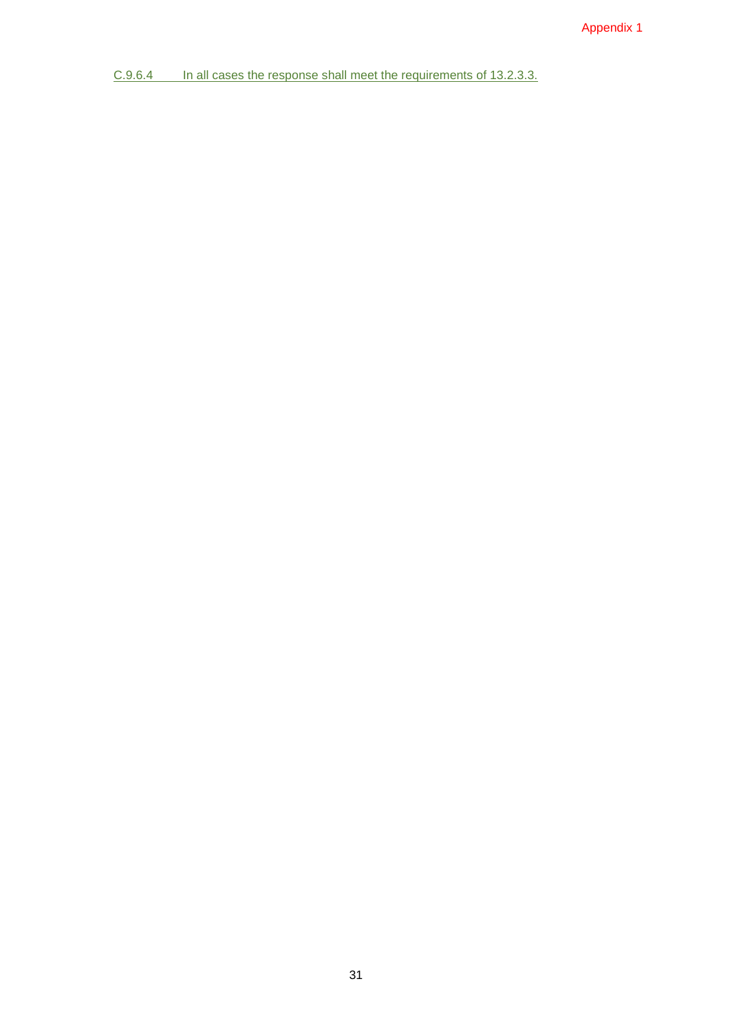C.9.6.4 In all cases the response shall meet the requirements of 13.2.3.3.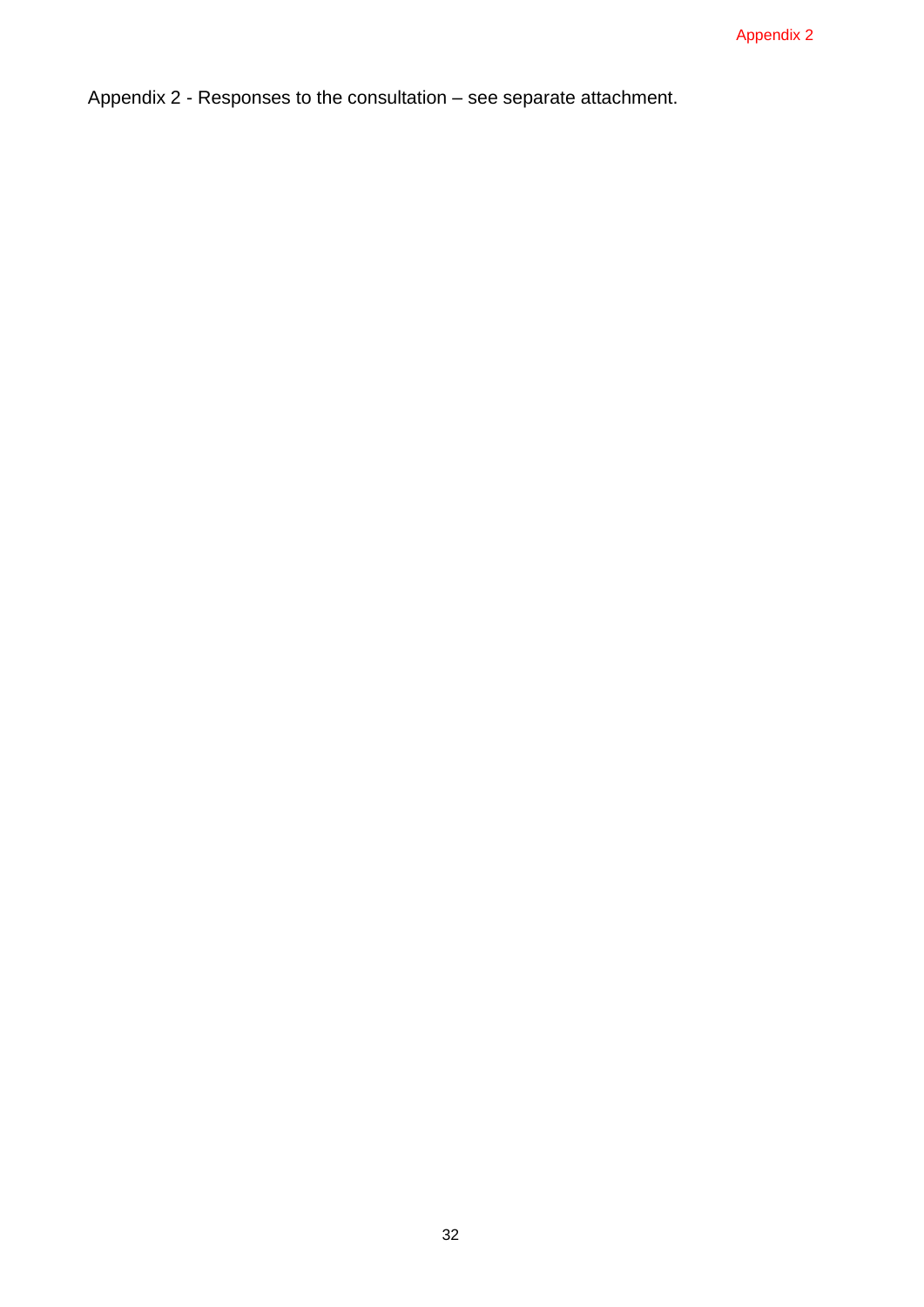Appendix 2 - Responses to the consultation – see separate attachment.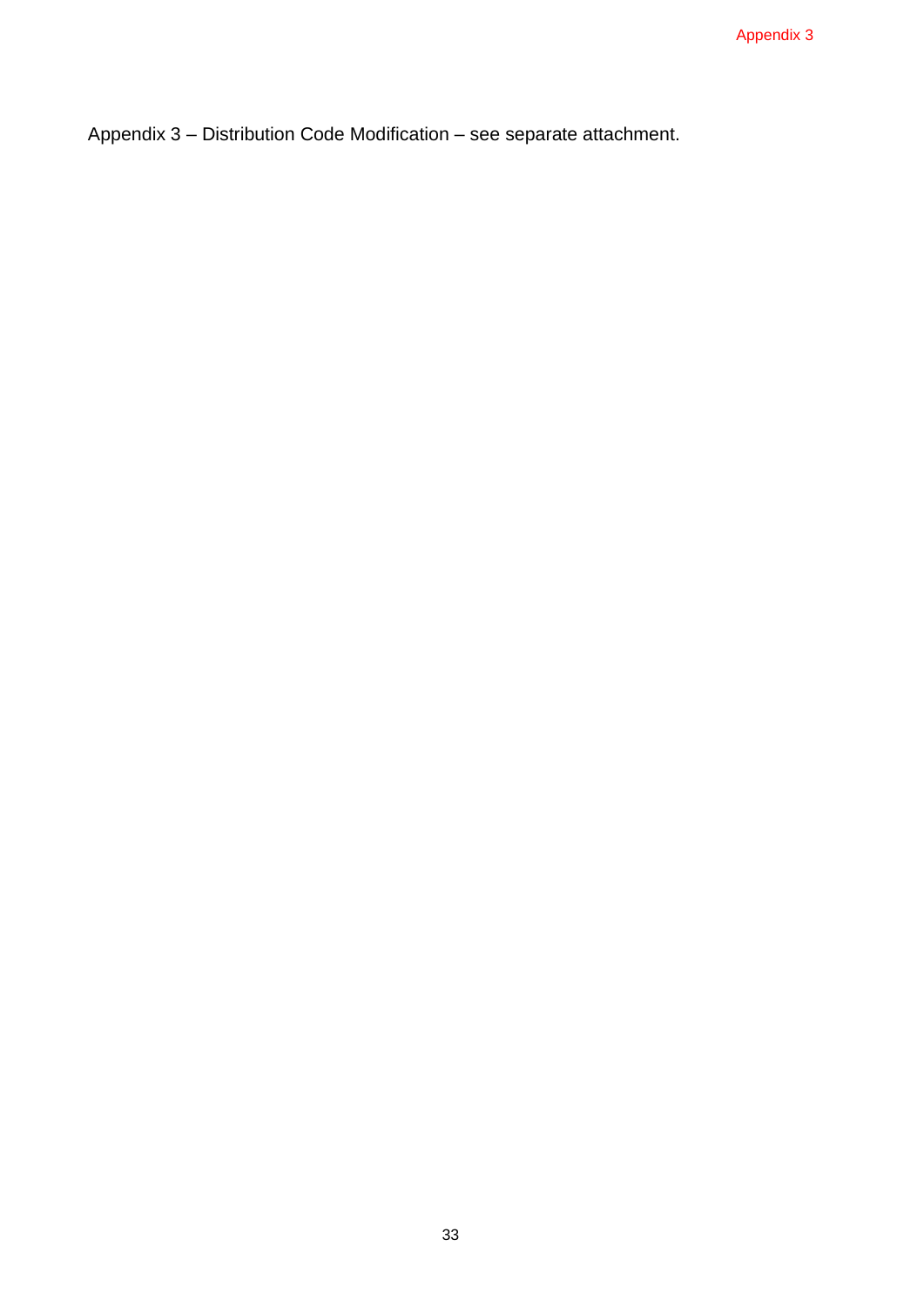Appendix 3 – Distribution Code Modification – see separate attachment.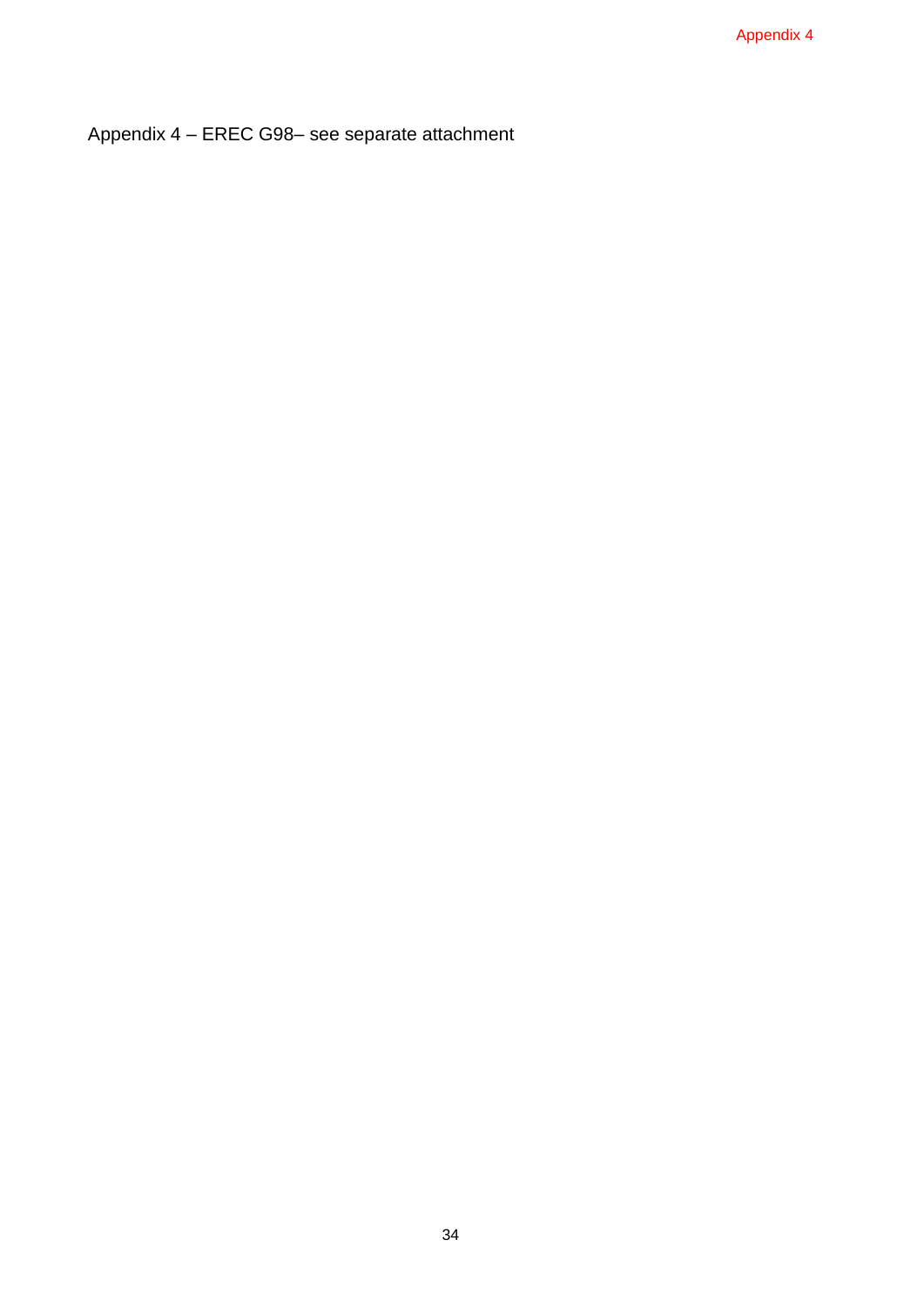Appendix 4 – EREC G98– see separate attachment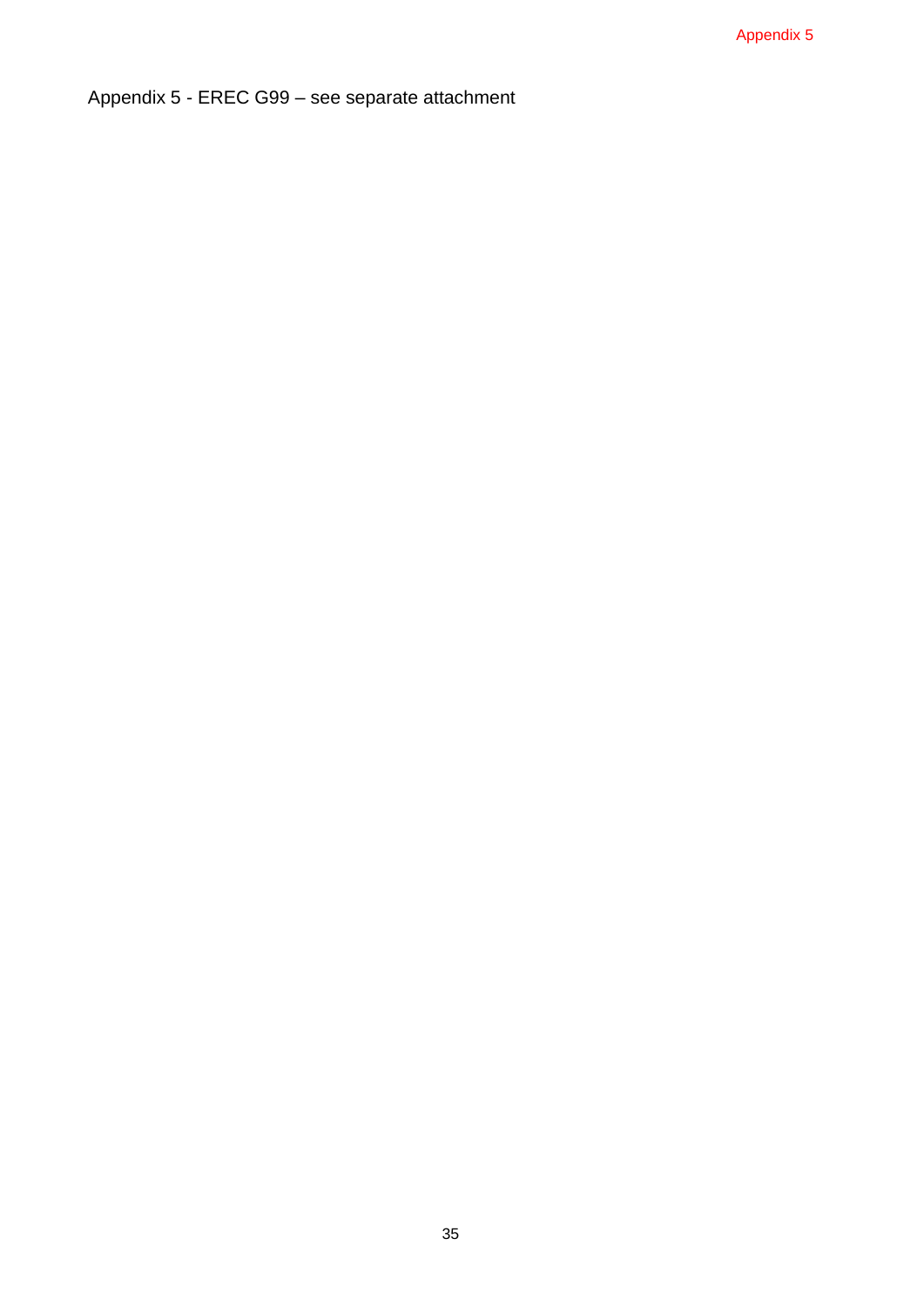Appendix 5 - EREC G99 – see separate attachment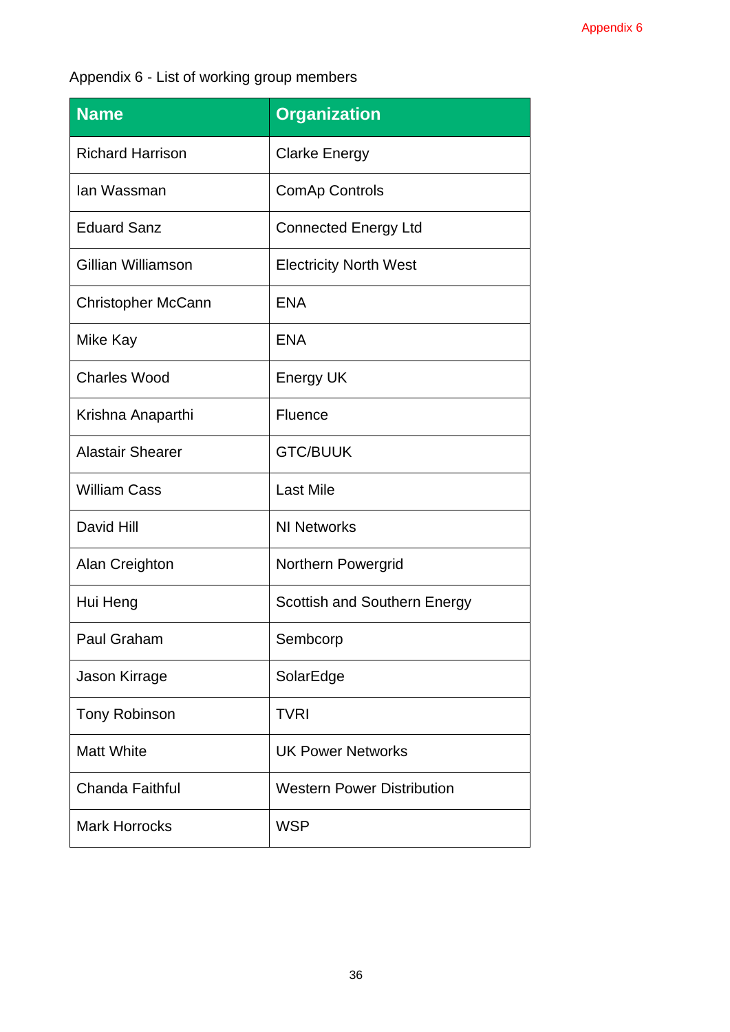Appendix 6 - List of working group members

| Name | Organization |
|---|---|
| Richard Harrison | Clarke Energy |
| Ian Wassman | ComAp Controls |
| Eduard Sanz | Connected Energy Ltd |
| Gillian Williamson | Electricity North West |
| Christopher McCann | ENA |
| Mike Kay | ENA |
| Charles Wood | Energy UK |
| Krishna Anaparthi | Fluence |
| Alastair Shearer | GTC/BUUK |
| William Cass | Last Mile |
| David Hill | NI Networks |
| Alan Creighton | Northern Powergrid |
| Hui Heng | Scottish and Southern Energy |
| Paul Graham | Sembcorp |
| Jason Kirrage | SolarEdge |
| Tony Robinson | TVRI |
| Matt White | UK Power Networks |
| Chanda Faithful | Western Power Distribution |
| Mark Horrocks | WSP |